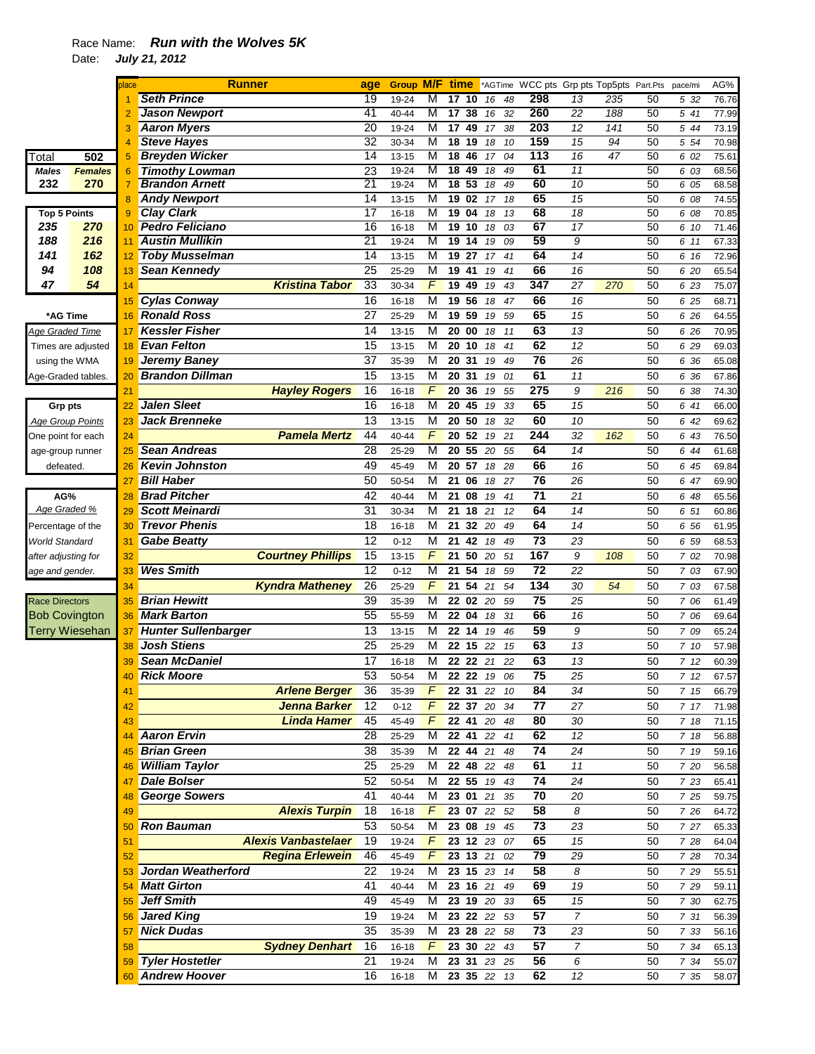Race Name: ***Run with the Wolves 5K***

Date: ***July 21, 2012***

| Total | 502 |
|---|---|
| **Males** | **Females** |
| 232 | 270 |

| Top 5 Points | |
|---|---|
| 235 | 270 |
| 188 | 216 |
| 141 | 162 |
| 94 | 108 |
| 47 | 54 |

**\*AG Time**
*Age Graded Time*
Times are adjusted using the WMA Age-Graded tables.

**Grp pts**
*Age Group Points*
One point for each age-group runner defeated.

**AG%**
*Age Graded %*
Percentage of the World Standard after adjusting for age and gender.

Race Directors
Bob Covington
Terry Wiesehan

| place | Runner | age | Group | M/F | time | *AGTime | WCC pts | Grp pts | Top5pts | Part.Pts | pace/mi | AG% |
|---|---|---|---|---|---|---|---|---|---|---|---|---|
| 1 | Seth Prince | 19 | 19-24 | M | 17 10 | 16 48 | 298 | 13 | 235 | 50 | 5 32 | 76.76 |
| 2 | Jason Newport | 41 | 40-44 | M | 17 38 | 16 32 | 260 | 22 | 188 | 50 | 5 41 | 77.99 |
| 3 | Aaron Myers | 20 | 19-24 | M | 17 49 | 17 38 | 203 | 12 | 141 | 50 | 5 44 | 73.19 |
| 4 | Steve Hayes | 32 | 30-34 | M | 18 19 | 18 10 | 159 | 15 | 94 | 50 | 5 54 | 70.98 |
| 5 | Breyden Wicker | 14 | 13-15 | M | 18 46 | 17 04 | 113 | 16 | 47 | 50 | 6 02 | 75.61 |
| 6 | Timothy Lowman | 23 | 19-24 | M | 18 49 | 18 49 | 61 | 11 | | 50 | 6 03 | 68.56 |
| 7 | Brandon Arnett | 21 | 19-24 | M | 18 53 | 18 49 | 60 | 10 | | 50 | 6 05 | 68.58 |
| 8 | Andy Newport | 14 | 13-15 | M | 19 02 | 17 18 | 65 | 15 | | 50 | 6 08 | 74.55 |
| 9 | Clay Clark | 17 | 16-18 | M | 19 04 | 18 13 | 68 | 18 | | 50 | 6 08 | 70.85 |
| 10 | Pedro Feliciano | 16 | 16-18 | M | 19 10 | 18 03 | 67 | 17 | | 50 | 6 10 | 71.46 |
| 11 | Austin Mullikin | 21 | 19-24 | M | 19 14 | 19 09 | 59 | 9 | | 50 | 6 11 | 67.33 |
| 12 | Toby Musselman | 14 | 13-15 | M | 19 27 | 17 41 | 64 | 14 | | 50 | 6 16 | 72.96 |
| 13 | Sean Kennedy | 25 | 25-29 | M | 19 41 | 19 41 | 66 | 16 | | 50 | 6 20 | 65.54 |
| 14 | Kristina Tabor | 33 | 30-34 | F | 19 49 | 19 43 | 347 | 27 | 270 | 50 | 6 23 | 75.07 |
| 15 | Cylas Conway | 16 | 16-18 | M | 19 56 | 18 47 | 66 | 16 | | 50 | 6 25 | 68.71 |
| 16 | Ronald Ross | 27 | 25-29 | M | 19 59 | 19 59 | 65 | 15 | | 50 | 6 26 | 64.55 |
| 17 | Kessler Fisher | 14 | 13-15 | M | 20 00 | 18 11 | 63 | 13 | | 50 | 6 26 | 70.95 |
| 18 | Evan Felton | 15 | 13-15 | M | 20 10 | 18 41 | 62 | 12 | | 50 | 6 29 | 69.03 |
| 19 | Jeremy Baney | 37 | 35-39 | M | 20 31 | 19 49 | 76 | 26 | | 50 | 6 36 | 65.08 |
| 20 | Brandon Dillman | 15 | 13-15 | M | 20 31 | 19 01 | 61 | 11 | | 50 | 6 36 | 67.86 |
| 21 | Hayley Rogers | 16 | 16-18 | F | 20 36 | 19 55 | 275 | 9 | 216 | 50 | 6 38 | 74.30 |
| 22 | Jalen Sleet | 16 | 16-18 | M | 20 45 | 19 33 | 65 | 15 | | 50 | 6 41 | 66.00 |
| 23 | Jack Brenneke | 13 | 13-15 | M | 20 50 | 18 32 | 60 | 10 | | 50 | 6 42 | 69.62 |
| 24 | Pamela Mertz | 44 | 40-44 | F | 20 52 | 19 21 | 244 | 32 | 162 | 50 | 6 43 | 76.50 |
| 25 | Sean Andreas | 28 | 25-29 | M | 20 55 | 20 55 | 64 | 14 | | 50 | 6 44 | 61.68 |
| 26 | Kevin Johnston | 49 | 45-49 | M | 20 57 | 18 28 | 66 | 16 | | 50 | 6 45 | 69.84 |
| 27 | Bill Haber | 50 | 50-54 | M | 21 06 | 18 27 | 76 | 26 | | 50 | 6 47 | 69.90 |
| 28 | Brad Pitcher | 42 | 40-44 | M | 21 08 | 19 41 | 71 | 21 | | 50 | 6 48 | 65.56 |
| 29 | Scott Meinardi | 31 | 30-34 | M | 21 18 | 21 12 | 64 | 14 | | 50 | 6 51 | 60.86 |
| 30 | Trevor Phenis | 18 | 16-18 | M | 21 32 | 20 49 | 64 | 14 | | 50 | 6 56 | 61.95 |
| 31 | Gabe Beatty | 12 | 0-12 | M | 21 42 | 18 49 | 73 | 23 | | 50 | 6 59 | 68.53 |
| 32 | Courtney Phillips | 15 | 13-15 | F | 21 50 | 20 51 | 167 | 9 | 108 | 50 | 7 02 | 70.98 |
| 33 | Wes Smith | 12 | 0-12 | M | 21 54 | 18 59 | 72 | 22 | | 50 | 7 03 | 67.90 |
| 34 | Kyndra Matheney | 26 | 25-29 | F | 21 54 | 21 54 | 134 | 30 | 54 | 50 | 7 03 | 67.58 |
| 35 | Brian Hewitt | 39 | 35-39 | M | 22 02 | 20 59 | 75 | 25 | | 50 | 7 06 | 61.49 |
| 36 | Mark Barton | 55 | 55-59 | M | 22 04 | 18 31 | 66 | 16 | | 50 | 7 06 | 69.64 |
| 37 | Hunter Sullenbarger | 13 | 13-15 | M | 22 14 | 19 46 | 59 | 9 | | 50 | 7 09 | 65.24 |
| 38 | Josh Stiens | 25 | 25-29 | M | 22 15 | 22 15 | 63 | 13 | | 50 | 7 10 | 57.98 |
| 39 | Sean McDaniel | 17 | 16-18 | M | 22 22 | 21 22 | 63 | 13 | | 50 | 7 12 | 60.39 |
| 40 | Rick Moore | 53 | 50-54 | M | 22 22 | 19 06 | 75 | 25 | | 50 | 7 12 | 67.57 |
| 41 | Arlene Berger | 36 | 35-39 | F | 22 31 | 22 10 | 84 | 34 | | 50 | 7 15 | 66.79 |
| 42 | Jenna Barker | 12 | 0-12 | F | 22 37 | 20 34 | 77 | 27 | | 50 | 7 17 | 71.98 |
| 43 | Linda Hamer | 45 | 45-49 | F | 22 41 | 20 48 | 80 | 30 | | 50 | 7 18 | 71.15 |
| 44 | Aaron Ervin | 28 | 25-29 | M | 22 41 | 22 41 | 62 | 12 | | 50 | 7 18 | 56.88 |
| 45 | Brian Green | 38 | 35-39 | M | 22 44 | 21 48 | 74 | 24 | | 50 | 7 19 | 59.16 |
| 46 | William Taylor | 25 | 25-29 | M | 22 48 | 22 48 | 61 | 11 | | 50 | 7 20 | 56.58 |
| 47 | Dale Bolser | 52 | 50-54 | M | 22 55 | 19 43 | 74 | 24 | | 50 | 7 23 | 65.41 |
| 48 | George Sowers | 41 | 40-44 | M | 23 01 | 21 35 | 70 | 20 | | 50 | 7 25 | 59.75 |
| 49 | Alexis Turpin | 18 | 16-18 | F | 23 07 | 22 52 | 58 | 8 | | 50 | 7 26 | 64.72 |
| 50 | Ron Bauman | 53 | 50-54 | M | 23 08 | 19 45 | 73 | 23 | | 50 | 7 27 | 65.33 |
| 51 | Alexis Vanbastelaer | 19 | 19-24 | F | 23 12 | 23 07 | 65 | 15 | | 50 | 7 28 | 64.04 |
| 52 | Regina Erlewein | 46 | 45-49 | F | 23 13 | 21 02 | 79 | 29 | | 50 | 7 28 | 70.34 |
| 53 | Jordan Weatherford | 22 | 19-24 | M | 23 15 | 23 14 | 58 | 8 | | 50 | 7 29 | 55.51 |
| 54 | Matt Girton | 41 | 40-44 | M | 23 16 | 21 49 | 69 | 19 | | 50 | 7 29 | 59.11 |
| 55 | Jeff Smith | 49 | 45-49 | M | 23 19 | 20 33 | 65 | 15 | | 50 | 7 30 | 62.75 |
| 56 | Jared King | 19 | 19-24 | M | 23 22 | 22 53 | 57 | 7 | | 50 | 7 31 | 56.39 |
| 57 | Nick Dudas | 35 | 35-39 | M | 23 28 | 22 58 | 73 | 23 | | 50 | 7 33 | 56.16 |
| 58 | Sydney Denhart | 16 | 16-18 | F | 23 30 | 22 43 | 57 | 7 | | 50 | 7 34 | 65.13 |
| 59 | Tyler Hostetler | 21 | 19-24 | M | 23 31 | 23 25 | 56 | 6 | | 50 | 7 34 | 55.07 |
| 60 | Andrew Hoover | 16 | 16-18 | M | 23 35 | 22 13 | 62 | 12 | | 50 | 7 35 | 58.07 |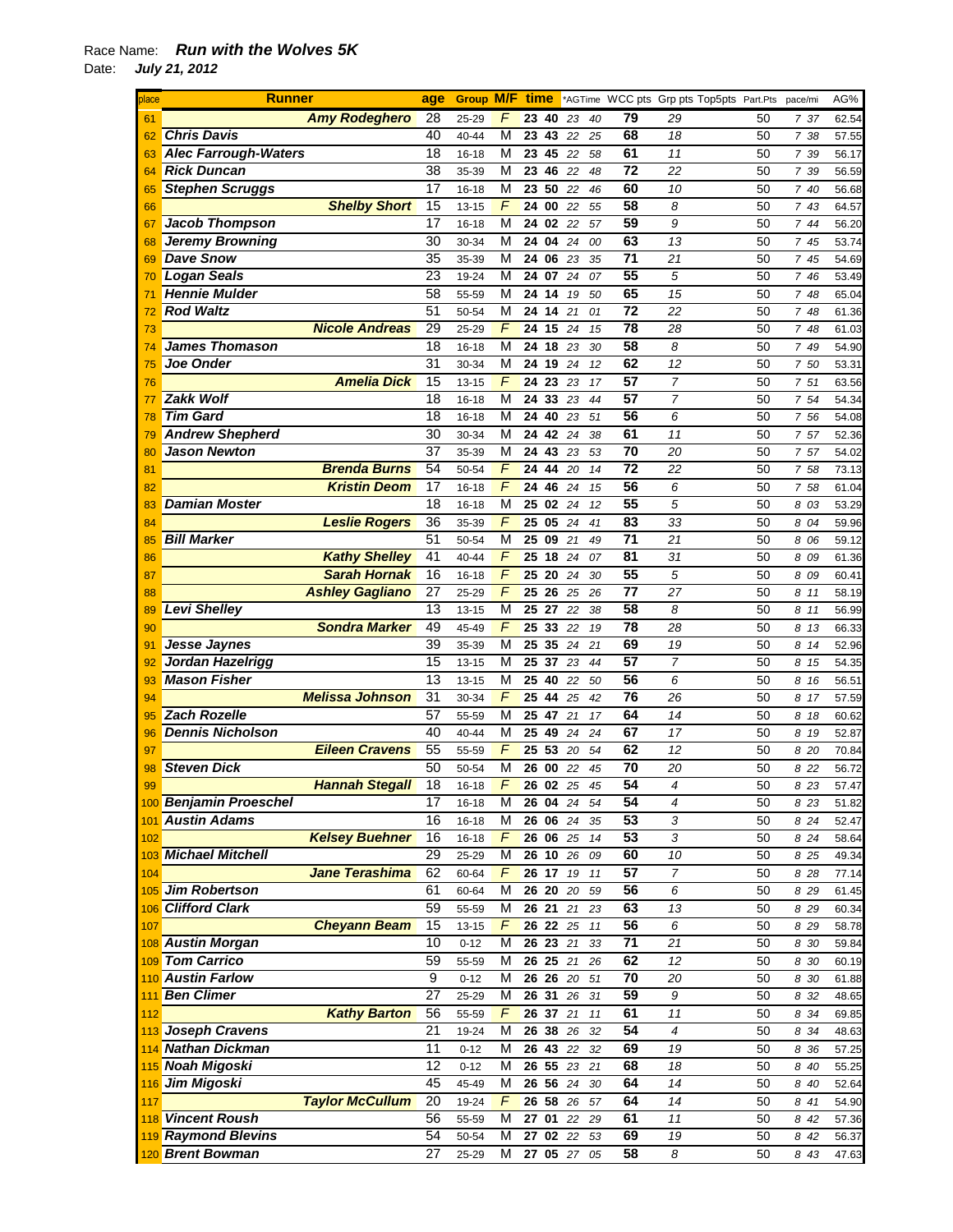Race Name: ***Run with the Wolves 5K***

Date: ***July 21, 2012***

| place | Runner | age | Group | M/F | time | | *AGTime | | WCC pts | Grp pts | Top5pts | Part.Pts | pace/mi | AG% |
|---|---|---|---|---|---|---|---|---|---|---|---|---|---|---|
| 61 | Amy Rodeghero | 28 | 25-29 | F | 23 | 40 | 23 | 40 | 79 | 29 | | 50 | 7 37 | 62.54 |
| 62 | Chris Davis | 40 | 40-44 | M | 23 | 43 | 22 | 25 | 68 | 18 | | 50 | 7 38 | 57.55 |
| 63 | Alec Farrough-Waters | 18 | 16-18 | M | 23 | 45 | 22 | 58 | 61 | 11 | | 50 | 7 39 | 56.17 |
| 64 | Rick Duncan | 38 | 35-39 | M | 23 | 46 | 22 | 48 | 72 | 22 | | 50 | 7 39 | 56.59 |
| 65 | Stephen Scruggs | 17 | 16-18 | M | 23 | 50 | 22 | 46 | 60 | 10 | | 50 | 7 40 | 56.68 |
| 66 | Shelby Short | 15 | 13-15 | F | 24 | 00 | 22 | 55 | 58 | 8 | | 50 | 7 43 | 64.57 |
| 67 | Jacob Thompson | 17 | 16-18 | M | 24 | 02 | 22 | 57 | 59 | 9 | | 50 | 7 44 | 56.20 |
| 68 | Jeremy Browning | 30 | 30-34 | M | 24 | 04 | 24 | 00 | 63 | 13 | | 50 | 7 45 | 53.74 |
| 69 | Dave Snow | 35 | 35-39 | M | 24 | 06 | 23 | 35 | 71 | 21 | | 50 | 7 45 | 54.69 |
| 70 | Logan Seals | 23 | 19-24 | M | 24 | 07 | 24 | 07 | 55 | 5 | | 50 | 7 46 | 53.49 |
| 71 | Hennie Mulder | 58 | 55-59 | M | 24 | 14 | 19 | 50 | 65 | 15 | | 50 | 7 48 | 65.04 |
| 72 | Rod Waltz | 51 | 50-54 | M | 24 | 14 | 21 | 01 | 72 | 22 | | 50 | 7 48 | 61.36 |
| 73 | Nicole Andreas | 29 | 25-29 | F | 24 | 15 | 24 | 15 | 78 | 28 | | 50 | 7 48 | 61.03 |
| 74 | James Thomason | 18 | 16-18 | M | 24 | 18 | 23 | 30 | 58 | 8 | | 50 | 7 49 | 54.90 |
| 75 | Joe Onder | 31 | 30-34 | M | 24 | 19 | 24 | 12 | 62 | 12 | | 50 | 7 50 | 53.31 |
| 76 | Amelia Dick | 15 | 13-15 | F | 24 | 23 | 23 | 17 | 57 | 7 | | 50 | 7 51 | 63.56 |
| 77 | Zakk Wolf | 18 | 16-18 | M | 24 | 33 | 23 | 44 | 57 | 7 | | 50 | 7 54 | 54.34 |
| 78 | Tim Gard | 18 | 16-18 | M | 24 | 40 | 23 | 51 | 56 | 6 | | 50 | 7 56 | 54.08 |
| 79 | Andrew Shepherd | 30 | 30-34 | M | 24 | 42 | 24 | 38 | 61 | 11 | | 50 | 7 57 | 52.36 |
| 80 | Jason Newton | 37 | 35-39 | M | 24 | 43 | 23 | 53 | 70 | 20 | | 50 | 7 57 | 54.02 |
| 81 | Brenda Burns | 54 | 50-54 | F | 24 | 44 | 20 | 14 | 72 | 22 | | 50 | 7 58 | 73.13 |
| 82 | Kristin Deom | 17 | 16-18 | F | 24 | 46 | 24 | 15 | 56 | 6 | | 50 | 7 58 | 61.04 |
| 83 | Damian Moster | 18 | 16-18 | M | 25 | 02 | 24 | 12 | 55 | 5 | | 50 | 8 03 | 53.29 |
| 84 | Leslie Rogers | 36 | 35-39 | F | 25 | 05 | 24 | 41 | 83 | 33 | | 50 | 8 04 | 59.96 |
| 85 | Bill Marker | 51 | 50-54 | M | 25 | 09 | 21 | 49 | 71 | 21 | | 50 | 8 06 | 59.12 |
| 86 | Kathy Shelley | 41 | 40-44 | F | 25 | 18 | 24 | 07 | 81 | 31 | | 50 | 8 09 | 61.36 |
| 87 | Sarah Hornak | 16 | 16-18 | F | 25 | 20 | 24 | 30 | 55 | 5 | | 50 | 8 09 | 60.41 |
| 88 | Ashley Gagliano | 27 | 25-29 | F | 25 | 26 | 25 | 26 | 77 | 27 | | 50 | 8 11 | 58.19 |
| 89 | Levi Shelley | 13 | 13-15 | M | 25 | 27 | 22 | 38 | 58 | 8 | | 50 | 8 11 | 56.99 |
| 90 | Sondra Marker | 49 | 45-49 | F | 25 | 33 | 22 | 19 | 78 | 28 | | 50 | 8 13 | 66.33 |
| 91 | Jesse Jaynes | 39 | 35-39 | M | 25 | 35 | 24 | 21 | 69 | 19 | | 50 | 8 14 | 52.96 |
| 92 | Jordan Hazelrigg | 15 | 13-15 | M | 25 | 37 | 23 | 44 | 57 | 7 | | 50 | 8 15 | 54.35 |
| 93 | Mason Fisher | 13 | 13-15 | M | 25 | 40 | 22 | 50 | 56 | 6 | | 50 | 8 16 | 56.51 |
| 94 | Melissa Johnson | 31 | 30-34 | F | 25 | 44 | 25 | 42 | 76 | 26 | | 50 | 8 17 | 57.59 |
| 95 | Zach Rozelle | 57 | 55-59 | M | 25 | 47 | 21 | 17 | 64 | 14 | | 50 | 8 18 | 60.62 |
| 96 | Dennis Nicholson | 40 | 40-44 | M | 25 | 49 | 24 | 24 | 67 | 17 | | 50 | 8 19 | 52.87 |
| 97 | Eileen Cravens | 55 | 55-59 | F | 25 | 53 | 20 | 54 | 62 | 12 | | 50 | 8 20 | 70.84 |
| 98 | Steven Dick | 50 | 50-54 | M | 26 | 00 | 22 | 45 | 70 | 20 | | 50 | 8 22 | 56.72 |
| 99 | Hannah Stegall | 18 | 16-18 | F | 26 | 02 | 25 | 45 | 54 | 4 | | 50 | 8 23 | 57.47 |
| 100 | Benjamin Proeschel | 17 | 16-18 | M | 26 | 04 | 24 | 54 | 54 | 4 | | 50 | 8 23 | 51.82 |
| 101 | Austin Adams | 16 | 16-18 | M | 26 | 06 | 24 | 35 | 53 | 3 | | 50 | 8 24 | 52.47 |
| 102 | Kelsey Buehner | 16 | 16-18 | F | 26 | 06 | 25 | 14 | 53 | 3 | | 50 | 8 24 | 58.64 |
| 103 | Michael Mitchell | 29 | 25-29 | M | 26 | 10 | 26 | 09 | 60 | 10 | | 50 | 8 25 | 49.34 |
| 104 | Jane Terashima | 62 | 60-64 | F | 26 | 17 | 19 | 11 | 57 | 7 | | 50 | 8 28 | 77.14 |
| 105 | Jim Robertson | 61 | 60-64 | M | 26 | 20 | 20 | 59 | 56 | 6 | | 50 | 8 29 | 61.45 |
| 106 | Clifford Clark | 59 | 55-59 | M | 26 | 21 | 21 | 23 | 63 | 13 | | 50 | 8 29 | 60.34 |
| 107 | Cheyann Beam | 15 | 13-15 | F | 26 | 22 | 25 | 11 | 56 | 6 | | 50 | 8 29 | 58.78 |
| 108 | Austin Morgan | 10 | 0-12 | M | 26 | 23 | 21 | 33 | 71 | 21 | | 50 | 8 30 | 59.84 |
| 109 | Tom Carrico | 59 | 55-59 | M | 26 | 25 | 21 | 26 | 62 | 12 | | 50 | 8 30 | 60.19 |
| 110 | Austin Farlow | 9 | 0-12 | M | 26 | 26 | 20 | 51 | 70 | 20 | | 50 | 8 30 | 61.88 |
| 111 | Ben Climer | 27 | 25-29 | M | 26 | 31 | 26 | 31 | 59 | 9 | | 50 | 8 32 | 48.65 |
| 112 | Kathy Barton | 56 | 55-59 | F | 26 | 37 | 21 | 11 | 61 | 11 | | 50 | 8 34 | 69.85 |
| 113 | Joseph Cravens | 21 | 19-24 | M | 26 | 38 | 26 | 32 | 54 | 4 | | 50 | 8 34 | 48.63 |
| 114 | Nathan Dickman | 11 | 0-12 | M | 26 | 43 | 22 | 32 | 69 | 19 | | 50 | 8 36 | 57.25 |
| 115 | Noah Migoski | 12 | 0-12 | M | 26 | 55 | 23 | 21 | 68 | 18 | | 50 | 8 40 | 55.25 |
| 116 | Jim Migoski | 45 | 45-49 | M | 26 | 56 | 24 | 30 | 64 | 14 | | 50 | 8 40 | 52.64 |
| 117 | Taylor McCullum | 20 | 19-24 | F | 26 | 58 | 26 | 57 | 64 | 14 | | 50 | 8 41 | 54.90 |
| 118 | Vincent Roush | 56 | 55-59 | M | 27 | 01 | 22 | 29 | 61 | 11 | | 50 | 8 42 | 57.36 |
| 119 | Raymond Blevins | 54 | 50-54 | M | 27 | 02 | 22 | 53 | 69 | 19 | | 50 | 8 42 | 56.37 |
| 120 | Brent Bowman | 27 | 25-29 | M | 27 | 05 | 27 | 05 | 58 | 8 | | 50 | 8 43 | 47.63 |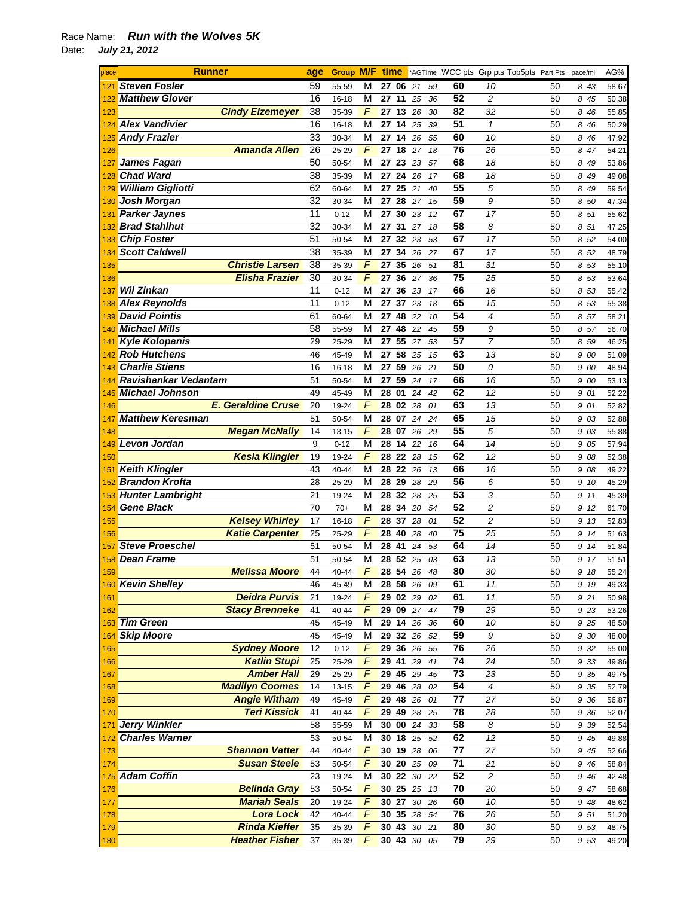Race Name: ***Run with the Wolves 5K***

Date: ***July 21, 2012***

| place | Runner | age | Group | M/F | time | *AGTime | WCC pts | Grp pts | Top5pts | Part.Pts | pace/mi | AG% |
|---|---|---|---|---|---|---|---|---|---|---|---|---|
| 121 | Steven Fosler | 59 | 55-59 | M | 27 06 | 21 59 | 60 | 10 | | 50 | 8 43 | 58.67 |
| 122 | Matthew Glover | 16 | 16-18 | M | 27 11 | 25 36 | 52 | 2 | | 50 | 8 45 | 50.38 |
| 123 | Cindy Elzemeyer | 38 | 35-39 | F | 27 13 | 26 30 | 82 | 32 | | 50 | 8 46 | 55.85 |
| 124 | Alex Vandivier | 16 | 16-18 | M | 27 14 | 25 39 | 51 | 1 | | 50 | 8 46 | 50.29 |
| 125 | Andy Frazier | 33 | 30-34 | M | 27 14 | 26 55 | 60 | 10 | | 50 | 8 46 | 47.92 |
| 126 | Amanda Allen | 26 | 25-29 | F | 27 18 | 27 18 | 76 | 26 | | 50 | 8 47 | 54.21 |
| 127 | James Fagan | 50 | 50-54 | M | 27 23 | 23 57 | 68 | 18 | | 50 | 8 49 | 53.86 |
| 128 | Chad Ward | 38 | 35-39 | M | 27 24 | 26 17 | 68 | 18 | | 50 | 8 49 | 49.08 |
| 129 | William Gigliotti | 62 | 60-64 | M | 27 25 | 21 40 | 55 | 5 | | 50 | 8 49 | 59.54 |
| 130 | Josh Morgan | 32 | 30-34 | M | 27 28 | 27 15 | 59 | 9 | | 50 | 8 50 | 47.34 |
| 131 | Parker Jaynes | 11 | 0-12 | M | 27 30 | 23 12 | 67 | 17 | | 50 | 8 51 | 55.62 |
| 132 | Brad Stahlhut | 32 | 30-34 | M | 27 31 | 27 18 | 58 | 8 | | 50 | 8 51 | 47.25 |
| 133 | Chip Foster | 51 | 50-54 | M | 27 32 | 23 53 | 67 | 17 | | 50 | 8 52 | 54.00 |
| 134 | Scott Caldwell | 38 | 35-39 | M | 27 34 | 26 27 | 67 | 17 | | 50 | 8 52 | 48.79 |
| 135 | Christie Larsen | 38 | 35-39 | F | 27 35 | 26 51 | 81 | 31 | | 50 | 8 53 | 55.10 |
| 136 | Elisha Frazier | 30 | 30-34 | F | 27 36 | 27 36 | 75 | 25 | | 50 | 8 53 | 53.64 |
| 137 | Wil Zinkan | 11 | 0-12 | M | 27 36 | 23 17 | 66 | 16 | | 50 | 8 53 | 55.42 |
| 138 | Alex Reynolds | 11 | 0-12 | M | 27 37 | 23 18 | 65 | 15 | | 50 | 8 53 | 55.38 |
| 139 | David Pointis | 61 | 60-64 | M | 27 48 | 22 10 | 54 | 4 | | 50 | 8 57 | 58.21 |
| 140 | Michael Mills | 58 | 55-59 | M | 27 48 | 22 45 | 59 | 9 | | 50 | 8 57 | 56.70 |
| 141 | Kyle Kolopanis | 29 | 25-29 | M | 27 55 | 27 53 | 57 | 7 | | 50 | 8 59 | 46.25 |
| 142 | Rob Hutchens | 46 | 45-49 | M | 27 58 | 25 15 | 63 | 13 | | 50 | 9 00 | 51.09 |
| 143 | Charlie Stiens | 16 | 16-18 | M | 27 59 | 26 21 | 50 | 0 | | 50 | 9 00 | 48.94 |
| 144 | Ravishankar Vedantam | 51 | 50-54 | M | 27 59 | 24 17 | 66 | 16 | | 50 | 9 00 | 53.13 |
| 145 | Michael Johnson | 49 | 45-49 | M | 28 01 | 24 42 | 62 | 12 | | 50 | 9 01 | 52.22 |
| 146 | E. Geraldine Cruse | 20 | 19-24 | F | 28 02 | 28 01 | 63 | 13 | | 50 | 9 01 | 52.82 |
| 147 | Matthew Keresman | 51 | 50-54 | M | 28 07 | 24 24 | 65 | 15 | | 50 | 9 03 | 52.88 |
| 148 | Megan McNally | 14 | 13-15 | F | 28 07 | 26 29 | 55 | 5 | | 50 | 9 03 | 55.88 |
| 149 | Levon Jordan | 9 | 0-12 | M | 28 14 | 22 16 | 64 | 14 | | 50 | 9 05 | 57.94 |
| 150 | Kesla Klingler | 19 | 19-24 | F | 28 22 | 28 15 | 62 | 12 | | 50 | 9 08 | 52.38 |
| 151 | Keith Klingler | 43 | 40-44 | M | 28 22 | 26 13 | 66 | 16 | | 50 | 9 08 | 49.22 |
| 152 | Brandon Krofta | 28 | 25-29 | M | 28 29 | 28 29 | 56 | 6 | | 50 | 9 10 | 45.29 |
| 153 | Hunter Lambright | 21 | 19-24 | M | 28 32 | 28 25 | 53 | 3 | | 50 | 9 11 | 45.39 |
| 154 | Gene Black | 70 | 70+ | M | 28 34 | 20 54 | 52 | 2 | | 50 | 9 12 | 61.70 |
| 155 | Kelsey Whirley | 17 | 16-18 | F | 28 37 | 28 01 | 52 | 2 | | 50 | 9 13 | 52.83 |
| 156 | Katie Carpenter | 25 | 25-29 | F | 28 40 | 28 40 | 75 | 25 | | 50 | 9 14 | 51.63 |
| 157 | Steve Proeschel | 51 | 50-54 | M | 28 41 | 24 53 | 64 | 14 | | 50 | 9 14 | 51.84 |
| 158 | Dean Frame | 51 | 50-54 | M | 28 52 | 25 03 | 63 | 13 | | 50 | 9 17 | 51.51 |
| 159 | Melissa Moore | 44 | 40-44 | F | 28 54 | 26 48 | 80 | 30 | | 50 | 9 18 | 55.24 |
| 160 | Kevin Shelley | 46 | 45-49 | M | 28 58 | 26 09 | 61 | 11 | | 50 | 9 19 | 49.33 |
| 161 | Deidra Purvis | 21 | 19-24 | F | 29 02 | 29 02 | 61 | 11 | | 50 | 9 21 | 50.98 |
| 162 | Stacy Brenneke | 41 | 40-44 | F | 29 09 | 27 47 | 79 | 29 | | 50 | 9 23 | 53.26 |
| 163 | Tim Green | 45 | 45-49 | M | 29 14 | 26 36 | 60 | 10 | | 50 | 9 25 | 48.50 |
| 164 | Skip Moore | 45 | 45-49 | M | 29 32 | 26 52 | 59 | 9 | | 50 | 9 30 | 48.00 |
| 165 | Sydney Moore | 12 | 0-12 | F | 29 36 | 26 55 | 76 | 26 | | 50 | 9 32 | 55.00 |
| 166 | Katlin Stupi | 25 | 25-29 | F | 29 41 | 29 41 | 74 | 24 | | 50 | 9 33 | 49.86 |
| 167 | Amber Hall | 29 | 25-29 | F | 29 45 | 29 45 | 73 | 23 | | 50 | 9 35 | 49.75 |
| 168 | Madilyn Coomes | 14 | 13-15 | F | 29 46 | 28 02 | 54 | 4 | | 50 | 9 35 | 52.79 |
| 169 | Angie Witham | 49 | 45-49 | F | 29 48 | 26 01 | 77 | 27 | | 50 | 9 36 | 56.87 |
| 170 | Teri Kissick | 41 | 40-44 | F | 29 49 | 28 25 | 78 | 28 | | 50 | 9 36 | 52.07 |
| 171 | Jerry Winkler | 58 | 55-59 | M | 30 00 | 24 33 | 58 | 8 | | 50 | 9 39 | 52.54 |
| 172 | Charles Warner | 53 | 50-54 | M | 30 18 | 25 52 | 62 | 12 | | 50 | 9 45 | 49.88 |
| 173 | Shannon Vatter | 44 | 40-44 | F | 30 19 | 28 06 | 77 | 27 | | 50 | 9 45 | 52.66 |
| 174 | Susan Steele | 53 | 50-54 | F | 30 20 | 25 09 | 71 | 21 | | 50 | 9 46 | 58.84 |
| 175 | Adam Coffin | 23 | 19-24 | M | 30 22 | 30 22 | 52 | 2 | | 50 | 9 46 | 42.48 |
| 176 | Belinda Gray | 53 | 50-54 | F | 30 25 | 25 13 | 70 | 20 | | 50 | 9 47 | 58.68 |
| 177 | Mariah Seals | 20 | 19-24 | F | 30 27 | 30 26 | 60 | 10 | | 50 | 9 48 | 48.62 |
| 178 | Lora Lock | 42 | 40-44 | F | 30 35 | 28 54 | 76 | 26 | | 50 | 9 51 | 51.20 |
| 179 | Rinda Kieffer | 35 | 35-39 | F | 30 43 | 30 21 | 80 | 30 | | 50 | 9 53 | 48.75 |
| 180 | Heather Fisher | 37 | 35-39 | F | 30 43 | 30 05 | 79 | 29 | | 50 | 9 53 | 49.20 |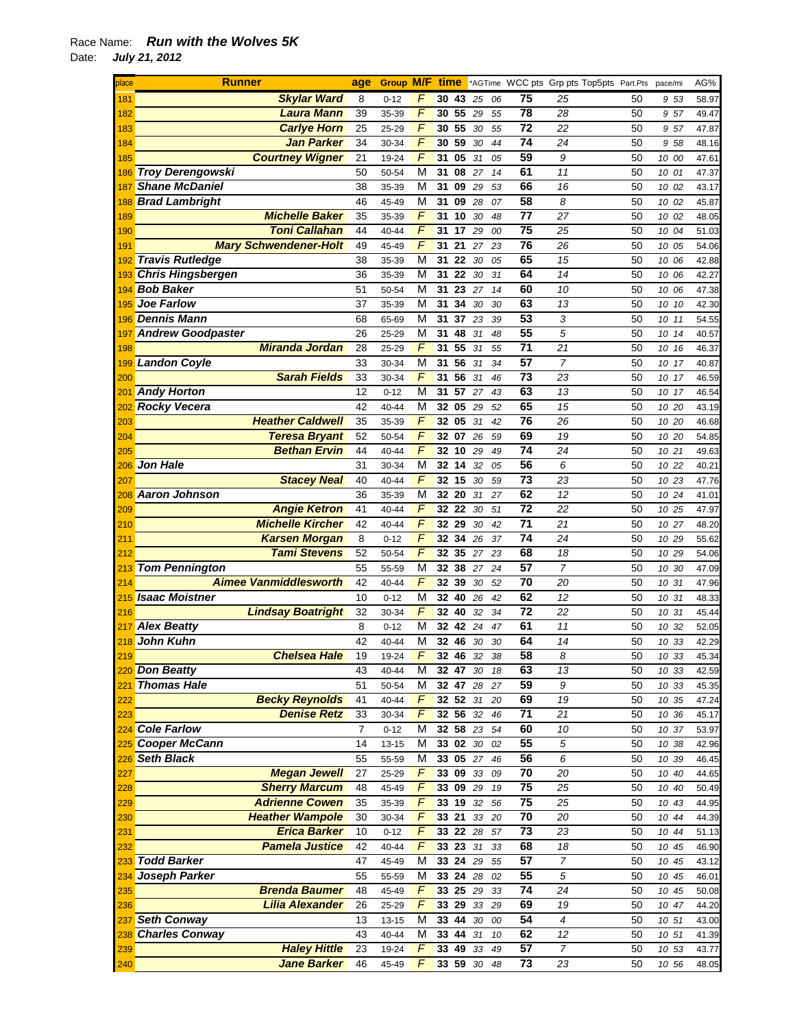Race Name: ***Run with the Wolves 5K***

Date: ***July 21, 2012***

| place | Runner | age | Group | M/F | time | *AGTime | WCC pts | Grp pts | Top5pts | Part.Pts | pace/mi | AG% |
|---|---|---|---|---|---|---|---|---|---|---|---|---|
| 181 | Skylar Ward | 8 | 0-12 | F | 30 43 | 25 06 | 75 | 25 | | 50 | 9 53 | 58.97 |
| 182 | Laura Mann | 39 | 35-39 | F | 30 55 | 29 55 | 78 | 28 | | 50 | 9 57 | 49.47 |
| 183 | Carlye Horn | 25 | 25-29 | F | 30 55 | 30 55 | 72 | 22 | | 50 | 9 57 | 47.87 |
| 184 | Jan Parker | 34 | 30-34 | F | 30 59 | 30 44 | 74 | 24 | | 50 | 9 58 | 48.16 |
| 185 | Courtney Wigner | 21 | 19-24 | F | 31 05 | 31 05 | 59 | 9 | | 50 | 10 00 | 47.61 |
| 186 | Troy Derengowski | 50 | 50-54 | M | 31 08 | 27 14 | 61 | 11 | | 50 | 10 01 | 47.37 |
| 187 | Shane McDaniel | 38 | 35-39 | M | 31 09 | 29 53 | 66 | 16 | | 50 | 10 02 | 43.17 |
| 188 | Brad Lambright | 46 | 45-49 | M | 31 09 | 28 07 | 58 | 8 | | 50 | 10 02 | 45.87 |
| 189 | Michelle Baker | 35 | 35-39 | F | 31 10 | 30 48 | 77 | 27 | | 50 | 10 02 | 48.05 |
| 190 | Toni Callahan | 44 | 40-44 | F | 31 17 | 29 00 | 75 | 25 | | 50 | 10 04 | 51.03 |
| 191 | Mary Schwendener-Holt | 49 | 45-49 | F | 31 21 | 27 23 | 76 | 26 | | 50 | 10 05 | 54.06 |
| 192 | Travis Rutledge | 38 | 35-39 | M | 31 22 | 30 05 | 65 | 15 | | 50 | 10 06 | 42.88 |
| 193 | Chris Hingsbergen | 36 | 35-39 | M | 31 22 | 30 31 | 64 | 14 | | 50 | 10 06 | 42.27 |
| 194 | Bob Baker | 51 | 50-54 | M | 31 23 | 27 14 | 60 | 10 | | 50 | 10 06 | 47.38 |
| 195 | Joe Farlow | 37 | 35-39 | M | 31 34 | 30 30 | 63 | 13 | | 50 | 10 10 | 42.30 |
| 196 | Dennis Mann | 68 | 65-69 | M | 31 37 | 23 39 | 53 | 3 | | 50 | 10 11 | 54.55 |
| 197 | Andrew Goodpaster | 26 | 25-29 | M | 31 48 | 31 48 | 55 | 5 | | 50 | 10 14 | 40.57 |
| 198 | Miranda Jordan | 28 | 25-29 | F | 31 55 | 31 55 | 71 | 21 | | 50 | 10 16 | 46.37 |
| 199 | Landon Coyle | 33 | 30-34 | M | 31 56 | 31 34 | 57 | 7 | | 50 | 10 17 | 40.87 |
| 200 | Sarah Fields | 33 | 30-34 | F | 31 56 | 31 46 | 73 | 23 | | 50 | 10 17 | 46.59 |
| 201 | Andy Horton | 12 | 0-12 | M | 31 57 | 27 43 | 63 | 13 | | 50 | 10 17 | 46.54 |
| 202 | Rocky Vecera | 42 | 40-44 | M | 32 05 | 29 52 | 65 | 15 | | 50 | 10 20 | 43.19 |
| 203 | Heather Caldwell | 35 | 35-39 | F | 32 05 | 31 42 | 76 | 26 | | 50 | 10 20 | 46.68 |
| 204 | Teresa Bryant | 52 | 50-54 | F | 32 07 | 26 59 | 69 | 19 | | 50 | 10 20 | 54.85 |
| 205 | Bethan Ervin | 44 | 40-44 | F | 32 10 | 29 49 | 74 | 24 | | 50 | 10 21 | 49.63 |
| 206 | Jon Hale | 31 | 30-34 | M | 32 14 | 32 05 | 56 | 6 | | 50 | 10 22 | 40.21 |
| 207 | Stacey Neal | 40 | 40-44 | F | 32 15 | 30 59 | 73 | 23 | | 50 | 10 23 | 47.76 |
| 208 | Aaron Johnson | 36 | 35-39 | M | 32 20 | 31 27 | 62 | 12 | | 50 | 10 24 | 41.01 |
| 209 | Angie Ketron | 41 | 40-44 | F | 32 22 | 30 51 | 72 | 22 | | 50 | 10 25 | 47.97 |
| 210 | Michelle Kircher | 42 | 40-44 | F | 32 29 | 30 42 | 71 | 21 | | 50 | 10 27 | 48.20 |
| 211 | Karsen Morgan | 8 | 0-12 | F | 32 34 | 26 37 | 74 | 24 | | 50 | 10 29 | 55.62 |
| 212 | Tami Stevens | 52 | 50-54 | F | 32 35 | 27 23 | 68 | 18 | | 50 | 10 29 | 54.06 |
| 213 | Tom Pennington | 55 | 55-59 | M | 32 38 | 27 24 | 57 | 7 | | 50 | 10 30 | 47.09 |
| 214 | Aimee Vanmiddlesworth | 42 | 40-44 | F | 32 39 | 30 52 | 70 | 20 | | 50 | 10 31 | 47.96 |
| 215 | Isaac Moistner | 10 | 0-12 | M | 32 40 | 26 42 | 62 | 12 | | 50 | 10 31 | 48.33 |
| 216 | Lindsay Boatright | 32 | 30-34 | F | 32 40 | 32 34 | 72 | 22 | | 50 | 10 31 | 45.44 |
| 217 | Alex Beatty | 8 | 0-12 | M | 32 42 | 24 47 | 61 | 11 | | 50 | 10 32 | 52.05 |
| 218 | John Kuhn | 42 | 40-44 | M | 32 46 | 30 30 | 64 | 14 | | 50 | 10 33 | 42.29 |
| 219 | Chelsea Hale | 19 | 19-24 | F | 32 46 | 32 38 | 58 | 8 | | 50 | 10 33 | 45.34 |
| 220 | Don Beatty | 43 | 40-44 | M | 32 47 | 30 18 | 63 | 13 | | 50 | 10 33 | 42.59 |
| 221 | Thomas Hale | 51 | 50-54 | M | 32 47 | 28 27 | 59 | 9 | | 50 | 10 33 | 45.35 |
| 222 | Becky Reynolds | 41 | 40-44 | F | 32 52 | 31 20 | 69 | 19 | | 50 | 10 35 | 47.24 |
| 223 | Denise Retz | 33 | 30-34 | F | 32 56 | 32 46 | 71 | 21 | | 50 | 10 36 | 45.17 |
| 224 | Cole Farlow | 7 | 0-12 | M | 32 58 | 23 54 | 60 | 10 | | 50 | 10 37 | 53.97 |
| 225 | Cooper McCann | 14 | 13-15 | M | 33 02 | 30 02 | 55 | 5 | | 50 | 10 38 | 42.96 |
| 226 | Seth Black | 55 | 55-59 | M | 33 05 | 27 46 | 56 | 6 | | 50 | 10 39 | 46.45 |
| 227 | Megan Jewell | 27 | 25-29 | F | 33 09 | 33 09 | 70 | 20 | | 50 | 10 40 | 44.65 |
| 228 | Sherry Marcum | 48 | 45-49 | F | 33 09 | 29 19 | 75 | 25 | | 50 | 10 40 | 50.49 |
| 229 | Adrienne Cowen | 35 | 35-39 | F | 33 19 | 32 56 | 75 | 25 | | 50 | 10 43 | 44.95 |
| 230 | Heather Wampole | 30 | 30-34 | F | 33 21 | 33 20 | 70 | 20 | | 50 | 10 44 | 44.39 |
| 231 | Erica Barker | 10 | 0-12 | F | 33 22 | 28 57 | 73 | 23 | | 50 | 10 44 | 51.13 |
| 232 | Pamela Justice | 42 | 40-44 | F | 33 23 | 31 33 | 68 | 18 | | 50 | 10 45 | 46.90 |
| 233 | Todd Barker | 47 | 45-49 | M | 33 24 | 29 55 | 57 | 7 | | 50 | 10 45 | 43.12 |
| 234 | Joseph Parker | 55 | 55-59 | M | 33 24 | 28 02 | 55 | 5 | | 50 | 10 45 | 46.01 |
| 235 | Brenda Baumer | 48 | 45-49 | F | 33 25 | 29 33 | 74 | 24 | | 50 | 10 45 | 50.08 |
| 236 | Lilia Alexander | 26 | 25-29 | F | 33 29 | 33 29 | 69 | 19 | | 50 | 10 47 | 44.20 |
| 237 | Seth Conway | 13 | 13-15 | M | 33 44 | 30 00 | 54 | 4 | | 50 | 10 51 | 43.00 |
| 238 | Charles Conway | 43 | 40-44 | M | 33 44 | 31 10 | 62 | 12 | | 50 | 10 51 | 41.39 |
| 239 | Haley Hittle | 23 | 19-24 | F | 33 49 | 33 49 | 57 | 7 | | 50 | 10 53 | 43.77 |
| 240 | Jane Barker | 46 | 45-49 | F | 33 59 | 30 48 | 73 | 23 | | 50 | 10 56 | 48.05 |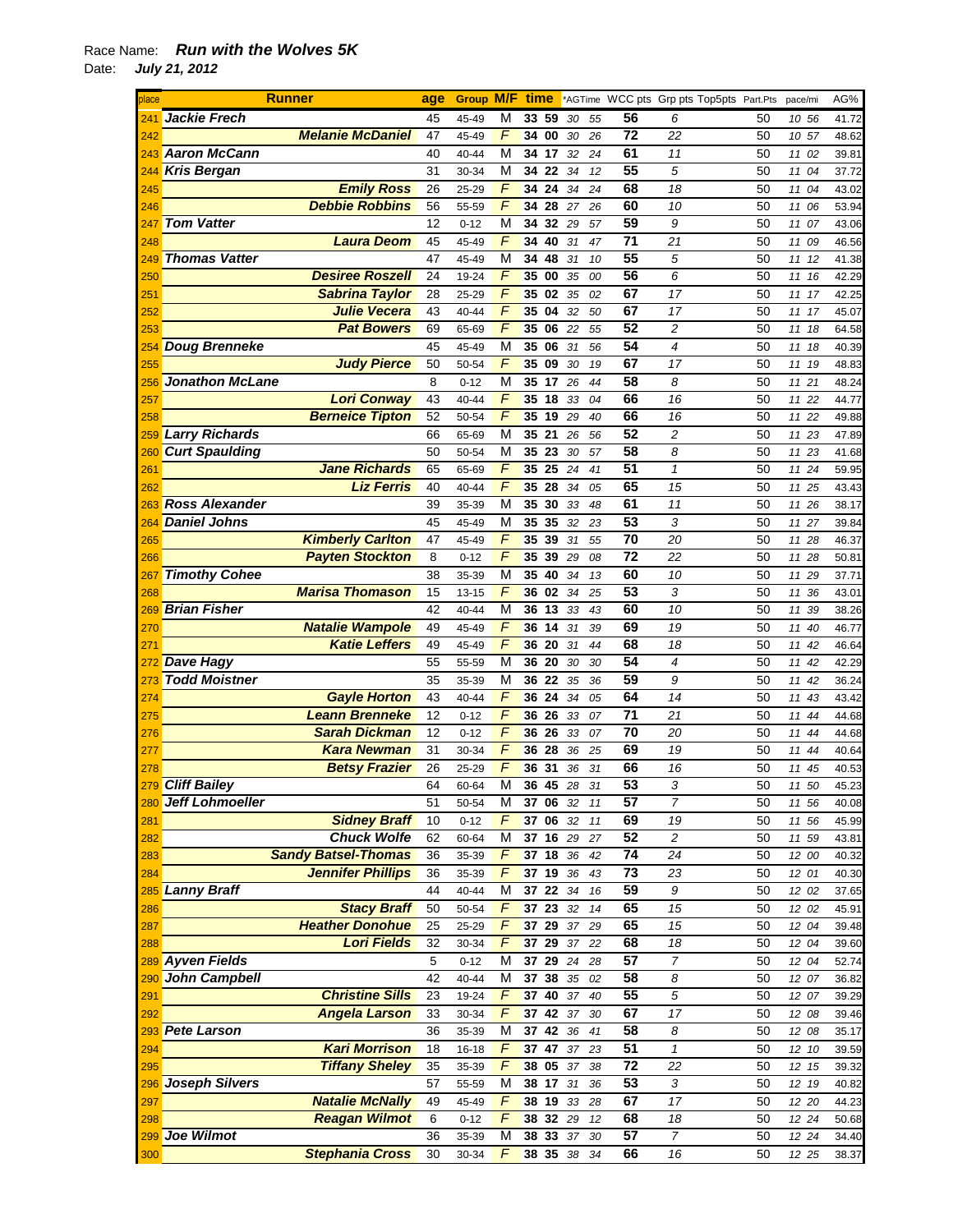Race Name: ***Run with the Wolves 5K***

Date: ***July 21, 2012***

| place | Runner | age | Group | M/F | time | *AGTime | WCC pts | Grp pts | Top5pts | Part.Pts | pace/mi | AG% |
|---|---|---|---|---|---|---|---|---|---|---|---|---|
| 241 | Jackie Frech | 45 | 45-49 | M | 33 59 | 30 55 | 56 | 6 | | 50 | 10 56 | 41.72 |
| 242 | Melanie McDaniel | 47 | 45-49 | F | 34 00 | 30 26 | 72 | 22 | | 50 | 10 57 | 48.62 |
| 243 | Aaron McCann | 40 | 40-44 | M | 34 17 | 32 24 | 61 | 11 | | 50 | 11 02 | 39.81 |
| 244 | Kris Bergan | 31 | 30-34 | M | 34 22 | 34 12 | 55 | 5 | | 50 | 11 04 | 37.72 |
| 245 | Emily Ross | 26 | 25-29 | F | 34 24 | 34 24 | 68 | 18 | | 50 | 11 04 | 43.02 |
| 246 | Debbie Robbins | 56 | 55-59 | F | 34 28 | 27 26 | 60 | 10 | | 50 | 11 06 | 53.94 |
| 247 | Tom Vatter | 12 | 0-12 | M | 34 32 | 29 57 | 59 | 9 | | 50 | 11 07 | 43.06 |
| 248 | Laura Deom | 45 | 45-49 | F | 34 40 | 31 47 | 71 | 21 | | 50 | 11 09 | 46.56 |
| 249 | Thomas Vatter | 47 | 45-49 | M | 34 48 | 31 10 | 55 | 5 | | 50 | 11 12 | 41.38 |
| 250 | Desiree Roszell | 24 | 19-24 | F | 35 00 | 35 00 | 56 | 6 | | 50 | 11 16 | 42.29 |
| 251 | Sabrina Taylor | 28 | 25-29 | F | 35 02 | 35 02 | 67 | 17 | | 50 | 11 17 | 42.25 |
| 252 | Julie Vecera | 43 | 40-44 | F | 35 04 | 32 50 | 67 | 17 | | 50 | 11 17 | 45.07 |
| 253 | Pat Bowers | 69 | 65-69 | F | 35 06 | 22 55 | 52 | 2 | | 50 | 11 18 | 64.58 |
| 254 | Doug Brenneke | 45 | 45-49 | M | 35 06 | 31 56 | 54 | 4 | | 50 | 11 18 | 40.39 |
| 255 | Judy Pierce | 50 | 50-54 | F | 35 09 | 30 19 | 67 | 17 | | 50 | 11 19 | 48.83 |
| 256 | Jonathon McLane | 8 | 0-12 | M | 35 17 | 26 44 | 58 | 8 | | 50 | 11 21 | 48.24 |
| 257 | Lori Conway | 43 | 40-44 | F | 35 18 | 33 04 | 66 | 16 | | 50 | 11 22 | 44.77 |
| 258 | Berneice Tipton | 52 | 50-54 | F | 35 19 | 29 40 | 66 | 16 | | 50 | 11 22 | 49.88 |
| 259 | Larry Richards | 66 | 65-69 | M | 35 21 | 26 56 | 52 | 2 | | 50 | 11 23 | 47.89 |
| 260 | Curt Spaulding | 50 | 50-54 | M | 35 23 | 30 57 | 58 | 8 | | 50 | 11 23 | 41.68 |
| 261 | Jane Richards | 65 | 65-69 | F | 35 25 | 24 41 | 51 | 1 | | 50 | 11 24 | 59.95 |
| 262 | Liz Ferris | 40 | 40-44 | F | 35 28 | 34 05 | 65 | 15 | | 50 | 11 25 | 43.43 |
| 263 | Ross Alexander | 39 | 35-39 | M | 35 30 | 33 48 | 61 | 11 | | 50 | 11 26 | 38.17 |
| 264 | Daniel Johns | 45 | 45-49 | M | 35 35 | 32 23 | 53 | 3 | | 50 | 11 27 | 39.84 |
| 265 | Kimberly Carlton | 47 | 45-49 | F | 35 39 | 31 55 | 70 | 20 | | 50 | 11 28 | 46.37 |
| 266 | Payten Stockton | 8 | 0-12 | F | 35 39 | 29 08 | 72 | 22 | | 50 | 11 28 | 50.81 |
| 267 | Timothy Cohee | 38 | 35-39 | M | 35 40 | 34 13 | 60 | 10 | | 50 | 11 29 | 37.71 |
| 268 | Marisa Thomason | 15 | 13-15 | F | 36 02 | 34 25 | 53 | 3 | | 50 | 11 36 | 43.01 |
| 269 | Brian Fisher | 42 | 40-44 | M | 36 13 | 33 43 | 60 | 10 | | 50 | 11 39 | 38.26 |
| 270 | Natalie Wampole | 49 | 45-49 | F | 36 14 | 31 39 | 69 | 19 | | 50 | 11 40 | 46.77 |
| 271 | Katie Leffers | 49 | 45-49 | F | 36 20 | 31 44 | 68 | 18 | | 50 | 11 42 | 46.64 |
| 272 | Dave Hagy | 55 | 55-59 | M | 36 20 | 30 30 | 54 | 4 | | 50 | 11 42 | 42.29 |
| 273 | Todd Moistner | 35 | 35-39 | M | 36 22 | 35 36 | 59 | 9 | | 50 | 11 42 | 36.24 |
| 274 | Gayle Horton | 43 | 40-44 | F | 36 24 | 34 05 | 64 | 14 | | 50 | 11 43 | 43.42 |
| 275 | Leann Brenneke | 12 | 0-12 | F | 36 26 | 33 07 | 71 | 21 | | 50 | 11 44 | 44.68 |
| 276 | Sarah Dickman | 12 | 0-12 | F | 36 26 | 33 07 | 70 | 20 | | 50 | 11 44 | 44.68 |
| 277 | Kara Newman | 31 | 30-34 | F | 36 28 | 36 25 | 69 | 19 | | 50 | 11 44 | 40.64 |
| 278 | Betsy Frazier | 26 | 25-29 | F | 36 31 | 36 31 | 66 | 16 | | 50 | 11 45 | 40.53 |
| 279 | Cliff Bailey | 64 | 60-64 | M | 36 45 | 28 31 | 53 | 3 | | 50 | 11 50 | 45.23 |
| 280 | Jeff Lohmoeller | 51 | 50-54 | M | 37 06 | 32 11 | 57 | 7 | | 50 | 11 56 | 40.08 |
| 281 | Sidney Braff | 10 | 0-12 | F | 37 06 | 32 11 | 69 | 19 | | 50 | 11 56 | 45.99 |
| 282 | Chuck Wolfe | 62 | 60-64 | M | 37 16 | 29 27 | 52 | 2 | | 50 | 11 59 | 43.81 |
| 283 | Sandy Batsel-Thomas | 36 | 35-39 | F | 37 18 | 36 42 | 74 | 24 | | 50 | 12 00 | 40.32 |
| 284 | Jennifer Phillips | 36 | 35-39 | F | 37 19 | 36 43 | 73 | 23 | | 50 | 12 01 | 40.30 |
| 285 | Lanny Braff | 44 | 40-44 | M | 37 22 | 34 16 | 59 | 9 | | 50 | 12 02 | 37.65 |
| 286 | Stacy Braff | 50 | 50-54 | F | 37 23 | 32 14 | 65 | 15 | | 50 | 12 02 | 45.91 |
| 287 | Heather Donohue | 25 | 25-29 | F | 37 29 | 37 29 | 65 | 15 | | 50 | 12 04 | 39.48 |
| 288 | Lori Fields | 32 | 30-34 | F | 37 29 | 37 22 | 68 | 18 | | 50 | 12 04 | 39.60 |
| 289 | Ayven Fields | 5 | 0-12 | M | 37 29 | 24 28 | 57 | 7 | | 50 | 12 04 | 52.74 |
| 290 | John Campbell | 42 | 40-44 | M | 37 38 | 35 02 | 58 | 8 | | 50 | 12 07 | 36.82 |
| 291 | Christine Sills | 23 | 19-24 | F | 37 40 | 37 40 | 55 | 5 | | 50 | 12 07 | 39.29 |
| 292 | Angela Larson | 33 | 30-34 | F | 37 42 | 37 30 | 67 | 17 | | 50 | 12 08 | 39.46 |
| 293 | Pete Larson | 36 | 35-39 | M | 37 42 | 36 41 | 58 | 8 | | 50 | 12 08 | 35.17 |
| 294 | Kari Morrison | 18 | 16-18 | F | 37 47 | 37 23 | 51 | 1 | | 50 | 12 10 | 39.59 |
| 295 | Tiffany Sheley | 35 | 35-39 | F | 38 05 | 37 38 | 72 | 22 | | 50 | 12 15 | 39.32 |
| 296 | Joseph Silvers | 57 | 55-59 | M | 38 17 | 31 36 | 53 | 3 | | 50 | 12 19 | 40.82 |
| 297 | Natalie McNally | 49 | 45-49 | F | 38 19 | 33 28 | 67 | 17 | | 50 | 12 20 | 44.23 |
| 298 | Reagan Wilmot | 6 | 0-12 | F | 38 32 | 29 12 | 68 | 18 | | 50 | 12 24 | 50.68 |
| 299 | Joe Wilmot | 36 | 35-39 | M | 38 33 | 37 30 | 57 | 7 | | 50 | 12 24 | 34.40 |
| 300 | Stephania Cross | 30 | 30-34 | F | 38 35 | 38 34 | 66 | 16 | | 50 | 12 25 | 38.37 |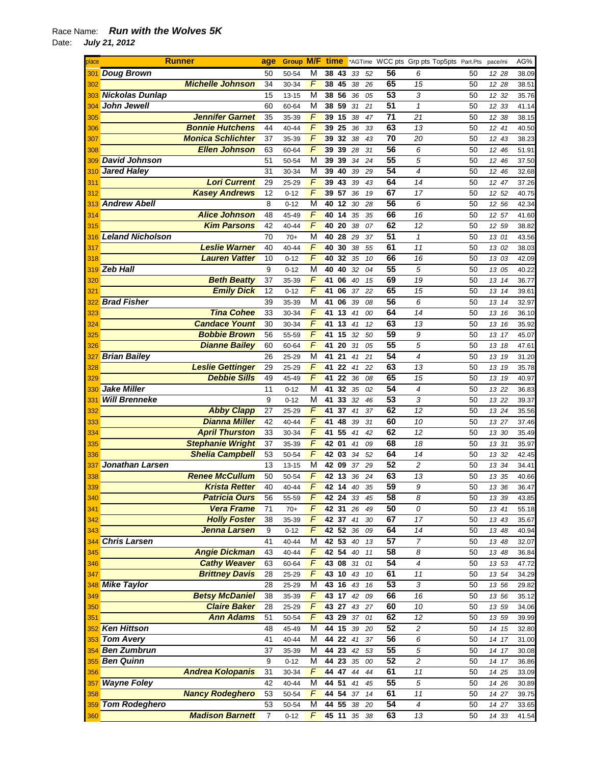Race Name: ***Run with the Wolves 5K***

Date: ***July 21, 2012***

| place | Runner | age | Group | M/F | time | | *AGTime | | WCC pts | Grp pts | Top5pts | Part.Pts | pace/mi | | AG% |
|---|---|---|---|---|---|---|---|---|---|---|---|---|---|---|---|
| 301 | ***Doug Brown*** | 50 | 50-54 | M | 38 | 43 | 33 | 52 | 56 | 6 | | 50 | 12 | 28 | 38.09 |
| 302 | ***Michelle Johnson*** | 34 | 30-34 | F | 38 | 45 | 38 | 26 | 65 | 15 | | 50 | 12 | 28 | 38.51 |
| 303 | ***Nickolas Dunlap*** | 15 | 13-15 | M | 38 | 56 | 36 | 05 | 53 | 3 | | 50 | 12 | 32 | 35.76 |
| 304 | ***John Jewell*** | 60 | 60-64 | M | 38 | 59 | 31 | 21 | 51 | 1 | | 50 | 12 | 33 | 41.14 |
| 305 | ***Jennifer Garnet*** | 35 | 35-39 | F | 39 | 15 | 38 | 47 | 71 | 21 | | 50 | 12 | 38 | 38.15 |
| 306 | ***Bonnie Hutchens*** | 44 | 40-44 | F | 39 | 25 | 36 | 33 | 63 | 13 | | 50 | 12 | 41 | 40.50 |
| 307 | ***Monica Schlichter*** | 37 | 35-39 | F | 39 | 32 | 38 | 43 | 70 | 20 | | 50 | 12 | 43 | 38.23 |
| 308 | ***Ellen Johnson*** | 63 | 60-64 | F | 39 | 39 | 28 | 31 | 56 | 6 | | 50 | 12 | 46 | 51.91 |
| 309 | ***David Johnson*** | 51 | 50-54 | M | 39 | 39 | 34 | 24 | 55 | 5 | | 50 | 12 | 46 | 37.50 |
| 310 | ***Jared Haley*** | 31 | 30-34 | M | 39 | 40 | 39 | 29 | 54 | 4 | | 50 | 12 | 46 | 32.68 |
| 311 | ***Lori Current*** | 29 | 25-29 | F | 39 | 43 | 39 | 43 | 64 | 14 | | 50 | 12 | 47 | 37.26 |
| 312 | ***Kasey Andrews*** | 12 | 0-12 | F | 39 | 57 | 36 | 19 | 67 | 17 | | 50 | 12 | 52 | 40.75 |
| 313 | ***Andrew Abell*** | 8 | 0-12 | M | 40 | 12 | 30 | 28 | 56 | 6 | | 50 | 12 | 56 | 42.34 |
| 314 | ***Alice Johnson*** | 48 | 45-49 | F | 40 | 14 | 35 | 35 | 66 | 16 | | 50 | 12 | 57 | 41.60 |
| 315 | ***Kim Parsons*** | 42 | 40-44 | F | 40 | 20 | 38 | 07 | 62 | 12 | | 50 | 12 | 59 | 38.82 |
| 316 | ***Leland Nicholson*** | 70 | 70+ | M | 40 | 28 | 29 | 37 | 51 | 1 | | 50 | 13 | 01 | 43.56 |
| 317 | ***Leslie Warner*** | 40 | 40-44 | F | 40 | 30 | 38 | 55 | 61 | 11 | | 50 | 13 | 02 | 38.03 |
| 318 | ***Lauren Vatter*** | 10 | 0-12 | F | 40 | 32 | 35 | 10 | 66 | 16 | | 50 | 13 | 03 | 42.09 |
| 319 | ***Zeb Hall*** | 9 | 0-12 | M | 40 | 40 | 32 | 04 | 55 | 5 | | 50 | 13 | 05 | 40.22 |
| 320 | ***Beth Beatty*** | 37 | 35-39 | F | 41 | 06 | 40 | 15 | 69 | 19 | | 50 | 13 | 14 | 36.77 |
| 321 | ***Emily Dick*** | 12 | 0-12 | F | 41 | 06 | 37 | 22 | 65 | 15 | | 50 | 13 | 14 | 39.61 |
| 322 | ***Brad Fisher*** | 39 | 35-39 | M | 41 | 06 | 39 | 08 | 56 | 6 | | 50 | 13 | 14 | 32.97 |
| 323 | ***Tina Cohee*** | 33 | 30-34 | F | 41 | 13 | 41 | 00 | 64 | 14 | | 50 | 13 | 16 | 36.10 |
| 324 | ***Candace Yount*** | 30 | 30-34 | F | 41 | 13 | 41 | 12 | 63 | 13 | | 50 | 13 | 16 | 35.92 |
| 325 | ***Bobbie Brown*** | 56 | 55-59 | F | 41 | 15 | 32 | 50 | 59 | 9 | | 50 | 13 | 17 | 45.07 |
| 326 | ***Dianne Bailey*** | 60 | 60-64 | F | 41 | 20 | 31 | 05 | 55 | 5 | | 50 | 13 | 18 | 47.61 |
| 327 | ***Brian Bailey*** | 26 | 25-29 | M | 41 | 21 | 41 | 21 | 54 | 4 | | 50 | 13 | 19 | 31.20 |
| 328 | ***Leslie Gettinger*** | 29 | 25-29 | F | 41 | 22 | 41 | 22 | 63 | 13 | | 50 | 13 | 19 | 35.78 |
| 329 | ***Debbie Sills*** | 49 | 45-49 | F | 41 | 22 | 36 | 08 | 65 | 15 | | 50 | 13 | 19 | 40.97 |
| 330 | ***Jake Miller*** | 11 | 0-12 | M | 41 | 32 | 35 | 02 | 54 | 4 | | 50 | 13 | 22 | 36.83 |
| 331 | ***Will Brenneke*** | 9 | 0-12 | M | 41 | 33 | 32 | 46 | 53 | 3 | | 50 | 13 | 22 | 39.37 |
| 332 | ***Abby Clapp*** | 27 | 25-29 | F | 41 | 37 | 41 | 37 | 62 | 12 | | 50 | 13 | 24 | 35.56 |
| 333 | ***Dianna Miller*** | 42 | 40-44 | F | 41 | 48 | 39 | 31 | 60 | 10 | | 50 | 13 | 27 | 37.46 |
| 334 | ***April Thurston*** | 33 | 30-34 | F | 41 | 55 | 41 | 42 | 62 | 12 | | 50 | 13 | 30 | 35.49 |
| 335 | ***Stephanie Wright*** | 37 | 35-39 | F | 42 | 01 | 41 | 09 | 68 | 18 | | 50 | 13 | 31 | 35.97 |
| 336 | ***Shelia Campbell*** | 53 | 50-54 | F | 42 | 03 | 34 | 52 | 64 | 14 | | 50 | 13 | 32 | 42.45 |
| 337 | ***Jonathan Larsen*** | 13 | 13-15 | M | 42 | 09 | 37 | 29 | 52 | 2 | | 50 | 13 | 34 | 34.41 |
| 338 | ***Renee McCullum*** | 50 | 50-54 | F | 42 | 13 | 36 | 24 | 63 | 13 | | 50 | 13 | 35 | 40.66 |
| 339 | ***Krista Retter*** | 40 | 40-44 | F | 42 | 14 | 40 | 35 | 59 | 9 | | 50 | 13 | 36 | 36.47 |
| 340 | ***Patricia Ours*** | 56 | 55-59 | F | 42 | 24 | 33 | 45 | 58 | 8 | | 50 | 13 | 39 | 43.85 |
| 341 | ***Vera Frame*** | 71 | 70+ | F | 42 | 31 | 26 | 49 | 50 | 0 | | 50 | 13 | 41 | 55.18 |
| 342 | ***Holly Foster*** | 38 | 35-39 | F | 42 | 37 | 41 | 30 | 67 | 17 | | 50 | 13 | 43 | 35.67 |
| 343 | ***Jenna Larsen*** | 9 | 0-12 | F | 42 | 52 | 36 | 09 | 64 | 14 | | 50 | 13 | 48 | 40.94 |
| 344 | ***Chris Larsen*** | 41 | 40-44 | M | 42 | 53 | 40 | 13 | 57 | 7 | | 50 | 13 | 48 | 32.07 |
| 345 | ***Angie Dickman*** | 43 | 40-44 | F | 42 | 54 | 40 | 11 | 58 | 8 | | 50 | 13 | 48 | 36.84 |
| 346 | ***Cathy Weaver*** | 63 | 60-64 | F | 43 | 08 | 31 | 01 | 54 | 4 | | 50 | 13 | 53 | 47.72 |
| 347 | ***Brittney Davis*** | 28 | 25-29 | F | 43 | 10 | 43 | 10 | 61 | 11 | | 50 | 13 | 54 | 34.29 |
| 348 | ***Mike Taylor*** | 28 | 25-29 | M | 43 | 16 | 43 | 16 | 53 | 3 | | 50 | 13 | 56 | 29.82 |
| 349 | ***Betsy McDaniel*** | 38 | 35-39 | F | 43 | 17 | 42 | 09 | 66 | 16 | | 50 | 13 | 56 | 35.12 |
| 350 | ***Claire Baker*** | 28 | 25-29 | F | 43 | 27 | 43 | 27 | 60 | 10 | | 50 | 13 | 59 | 34.06 |
| 351 | ***Ann Adams*** | 51 | 50-54 | F | 43 | 29 | 37 | 01 | 62 | 12 | | 50 | 13 | 59 | 39.99 |
| 352 | ***Ken Hittson*** | 48 | 45-49 | M | 44 | 15 | 39 | 20 | 52 | 2 | | 50 | 14 | 15 | 32.80 |
| 353 | ***Tom Avery*** | 41 | 40-44 | M | 44 | 22 | 41 | 37 | 56 | 6 | | 50 | 14 | 17 | 31.00 |
| 354 | ***Ben Zumbrun*** | 37 | 35-39 | M | 44 | 23 | 42 | 53 | 55 | 5 | | 50 | 14 | 17 | 30.08 |
| 355 | ***Ben Quinn*** | 9 | 0-12 | M | 44 | 23 | 35 | 00 | 52 | 2 | | 50 | 14 | 17 | 36.86 |
| 356 | ***Andrea Kolopanis*** | 31 | 30-34 | F | 44 | 47 | 44 | 44 | 61 | 11 | | 50 | 14 | 25 | 33.09 |
| 357 | ***Wayne Foley*** | 42 | 40-44 | M | 44 | 51 | 41 | 45 | 55 | 5 | | 50 | 14 | 26 | 30.89 |
| 358 | ***Nancy Rodeghero*** | 53 | 50-54 | F | 44 | 54 | 37 | 14 | 61 | 11 | | 50 | 14 | 27 | 39.75 |
| 359 | ***Tom Rodeghero*** | 53 | 50-54 | M | 44 | 55 | 38 | 20 | 54 | 4 | | 50 | 14 | 27 | 33.65 |
| 360 | ***Madison Barnett*** | 7 | 0-12 | F | 45 | 11 | 35 | 38 | 63 | 13 | | 50 | 14 | 33 | 41.54 |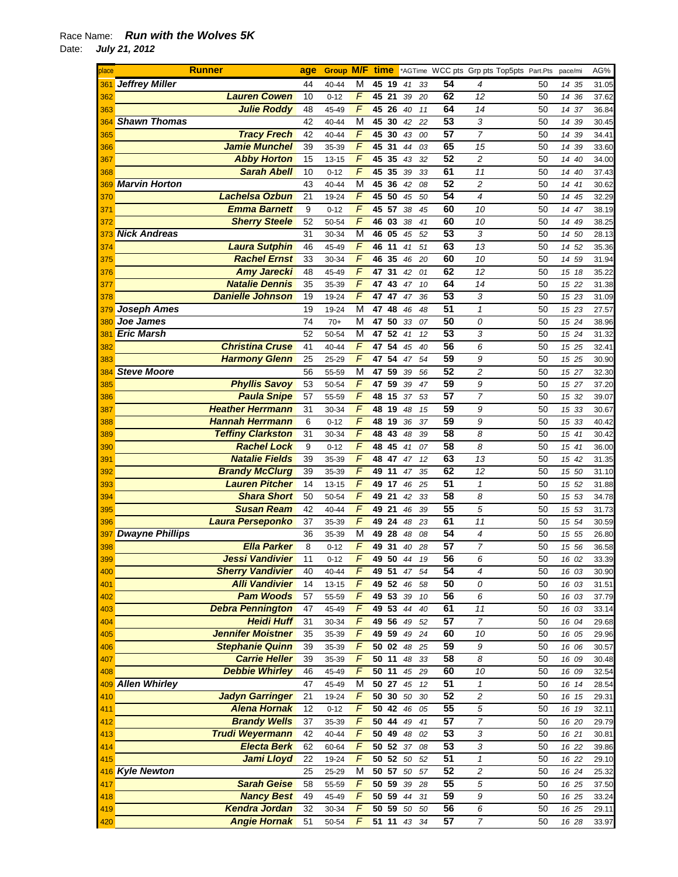Race Name: ***Run with the Wolves 5K***

Date: ***July 21, 2012***

| place | Runner | age | Group | M/F | time | *AGTime | WCC pts | Grp pts | Top5pts | Part.Pts | pace/mi | AG% |
|---|---|---|---|---|---|---|---|---|---|---|---|---|
| 361 | Jeffrey Miller | 44 | 40-44 | M | 45 19 | 41 33 | 54 | 4 | | 50 | 14 35 | 31.05 |
| 362 | Lauren Cowen | 10 | 0-12 | F | 45 21 | 39 20 | 62 | 12 | | 50 | 14 36 | 37.62 |
| 363 | Julie Roddy | 48 | 45-49 | F | 45 26 | 40 11 | 64 | 14 | | 50 | 14 37 | 36.84 |
| 364 | Shawn Thomas | 42 | 40-44 | M | 45 30 | 42 22 | 53 | 3 | | 50 | 14 39 | 30.45 |
| 365 | Tracy Frech | 42 | 40-44 | F | 45 30 | 43 00 | 57 | 7 | | 50 | 14 39 | 34.41 |
| 366 | Jamie Munchel | 39 | 35-39 | F | 45 31 | 44 03 | 65 | 15 | | 50 | 14 39 | 33.60 |
| 367 | Abby Horton | 15 | 13-15 | F | 45 35 | 43 32 | 52 | 2 | | 50 | 14 40 | 34.00 |
| 368 | Sarah Abell | 10 | 0-12 | F | 45 35 | 39 33 | 61 | 11 | | 50 | 14 40 | 37.43 |
| 369 | Marvin Horton | 43 | 40-44 | M | 45 36 | 42 08 | 52 | 2 | | 50 | 14 41 | 30.62 |
| 370 | Lachelsa Ozbun | 21 | 19-24 | F | 45 50 | 45 50 | 54 | 4 | | 50 | 14 45 | 32.29 |
| 371 | Emma Barnett | 9 | 0-12 | F | 45 57 | 38 45 | 60 | 10 | | 50 | 14 47 | 38.19 |
| 372 | Sherry Steele | 52 | 50-54 | F | 46 03 | 38 41 | 60 | 10 | | 50 | 14 49 | 38.25 |
| 373 | Nick Andreas | 31 | 30-34 | M | 46 05 | 45 52 | 53 | 3 | | 50 | 14 50 | 28.13 |
| 374 | Laura Sutphin | 46 | 45-49 | F | 46 11 | 41 51 | 63 | 13 | | 50 | 14 52 | 35.36 |
| 375 | Rachel Ernst | 33 | 30-34 | F | 46 35 | 46 20 | 60 | 10 | | 50 | 14 59 | 31.94 |
| 376 | Amy Jarecki | 48 | 45-49 | F | 47 31 | 42 01 | 62 | 12 | | 50 | 15 18 | 35.22 |
| 377 | Natalie Dennis | 35 | 35-39 | F | 47 43 | 47 10 | 64 | 14 | | 50 | 15 22 | 31.38 |
| 378 | Danielle Johnson | 19 | 19-24 | F | 47 47 | 47 36 | 53 | 3 | | 50 | 15 23 | 31.09 |
| 379 | Joseph Ames | 19 | 19-24 | M | 47 48 | 46 48 | 51 | 1 | | 50 | 15 23 | 27.57 |
| 380 | Joe James | 74 | 70+ | M | 47 50 | 33 07 | 50 | 0 | | 50 | 15 24 | 38.96 |
| 381 | Eric Marsh | 52 | 50-54 | M | 47 52 | 41 12 | 53 | 3 | | 50 | 15 24 | 31.32 |
| 382 | Christina Cruse | 41 | 40-44 | F | 47 54 | 45 40 | 56 | 6 | | 50 | 15 25 | 32.41 |
| 383 | Harmony Glenn | 25 | 25-29 | F | 47 54 | 47 54 | 59 | 9 | | 50 | 15 25 | 30.90 |
| 384 | Steve Moore | 56 | 55-59 | M | 47 59 | 39 56 | 52 | 2 | | 50 | 15 27 | 32.30 |
| 385 | Phyllis Savoy | 53 | 50-54 | F | 47 59 | 39 47 | 59 | 9 | | 50 | 15 27 | 37.20 |
| 386 | Paula Snipe | 57 | 55-59 | F | 48 15 | 37 53 | 57 | 7 | | 50 | 15 32 | 39.07 |
| 387 | Heather Herrmann | 31 | 30-34 | F | 48 19 | 48 15 | 59 | 9 | | 50 | 15 33 | 30.67 |
| 388 | Hannah Herrmann | 6 | 0-12 | F | 48 19 | 36 37 | 59 | 9 | | 50 | 15 33 | 40.42 |
| 389 | Teffiny Clarkston | 31 | 30-34 | F | 48 43 | 48 39 | 58 | 8 | | 50 | 15 41 | 30.42 |
| 390 | Rachel Lock | 9 | 0-12 | F | 48 45 | 41 07 | 58 | 8 | | 50 | 15 41 | 36.00 |
| 391 | Natalie Fields | 39 | 35-39 | F | 48 47 | 47 12 | 63 | 13 | | 50 | 15 42 | 31.35 |
| 392 | Brandy McClurg | 39 | 35-39 | F | 49 11 | 47 35 | 62 | 12 | | 50 | 15 50 | 31.10 |
| 393 | Lauren Pitcher | 14 | 13-15 | F | 49 17 | 46 25 | 51 | 1 | | 50 | 15 52 | 31.88 |
| 394 | Shara Short | 50 | 50-54 | F | 49 21 | 42 33 | 58 | 8 | | 50 | 15 53 | 34.78 |
| 395 | Susan Ream | 42 | 40-44 | F | 49 21 | 46 39 | 55 | 5 | | 50 | 15 53 | 31.73 |
| 396 | Laura Perseponko | 37 | 35-39 | F | 49 24 | 48 23 | 61 | 11 | | 50 | 15 54 | 30.59 |
| 397 | Dwayne Phillips | 36 | 35-39 | M | 49 28 | 48 08 | 54 | 4 | | 50 | 15 55 | 26.80 |
| 398 | Ella Parker | 8 | 0-12 | F | 49 31 | 40 28 | 57 | 7 | | 50 | 15 56 | 36.58 |
| 399 | Jessi Vandivier | 11 | 0-12 | F | 49 50 | 44 19 | 56 | 6 | | 50 | 16 02 | 33.39 |
| 400 | Sherry Vandivier | 40 | 40-44 | F | 49 51 | 47 54 | 54 | 4 | | 50 | 16 03 | 30.90 |
| 401 | Alli Vandivier | 14 | 13-15 | F | 49 52 | 46 58 | 50 | 0 | | 50 | 16 03 | 31.51 |
| 402 | Pam Woods | 57 | 55-59 | F | 49 53 | 39 10 | 56 | 6 | | 50 | 16 03 | 37.79 |
| 403 | Debra Pennington | 47 | 45-49 | F | 49 53 | 44 40 | 61 | 11 | | 50 | 16 03 | 33.14 |
| 404 | Heidi Huff | 31 | 30-34 | F | 49 56 | 49 52 | 57 | 7 | | 50 | 16 04 | 29.68 |
| 405 | Jennifer Moistner | 35 | 35-39 | F | 49 59 | 49 24 | 60 | 10 | | 50 | 16 05 | 29.96 |
| 406 | Stephanie Quinn | 39 | 35-39 | F | 50 02 | 48 25 | 59 | 9 | | 50 | 16 06 | 30.57 |
| 407 | Carrie Heller | 39 | 35-39 | F | 50 11 | 48 33 | 58 | 8 | | 50 | 16 09 | 30.48 |
| 408 | Debbie Whirley | 46 | 45-49 | F | 50 11 | 45 29 | 60 | 10 | | 50 | 16 09 | 32.54 |
| 409 | Allen Whirley | 47 | 45-49 | M | 50 27 | 45 12 | 51 | 1 | | 50 | 16 14 | 28.54 |
| 410 | Jadyn Garringer | 21 | 19-24 | F | 50 30 | 50 30 | 52 | 2 | | 50 | 16 15 | 29.31 |
| 411 | Alena Hornak | 12 | 0-12 | F | 50 42 | 46 05 | 55 | 5 | | 50 | 16 19 | 32.11 |
| 412 | Brandy Wells | 37 | 35-39 | F | 50 44 | 49 41 | 57 | 7 | | 50 | 16 20 | 29.79 |
| 413 | Trudi Weyermann | 42 | 40-44 | F | 50 49 | 48 02 | 53 | 3 | | 50 | 16 21 | 30.81 |
| 414 | Electa Berk | 62 | 60-64 | F | 50 52 | 37 08 | 53 | 3 | | 50 | 16 22 | 39.86 |
| 415 | Jami Lloyd | 22 | 19-24 | F | 50 52 | 50 52 | 51 | 1 | | 50 | 16 22 | 29.10 |
| 416 | Kyle Newton | 25 | 25-29 | M | 50 57 | 50 57 | 52 | 2 | | 50 | 16 24 | 25.32 |
| 417 | Sarah Geise | 58 | 55-59 | F | 50 59 | 39 28 | 55 | 5 | | 50 | 16 25 | 37.50 |
| 418 | Nancy Best | 49 | 45-49 | F | 50 59 | 44 31 | 59 | 9 | | 50 | 16 25 | 33.24 |
| 419 | Kendra Jordan | 32 | 30-34 | F | 50 59 | 50 50 | 56 | 6 | | 50 | 16 25 | 29.11 |
| 420 | Angie Hornak | 51 | 50-54 | F | 51 11 | 43 34 | 57 | 7 | | 50 | 16 28 | 33.97 |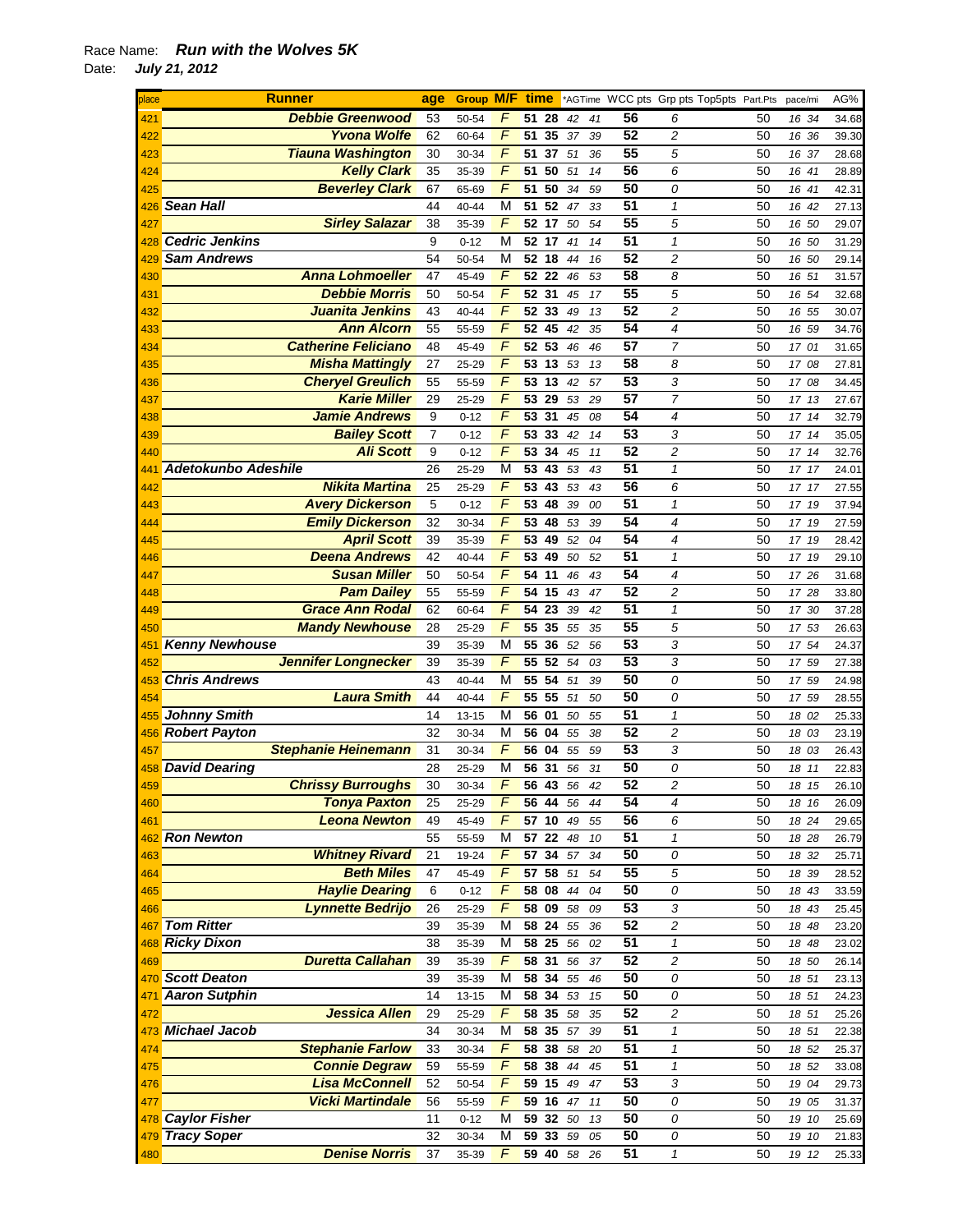Race Name: ***Run with the Wolves 5K***

Date: ***July 21, 2012***

| place | Runner | age | Group | M/F | time | | *AGTime | | WCC pts | Grp pts | Top5pts | Part.Pts | pace/mi | AG% |
|---|---|---|---|---|---|---|---|---|---|---|---|---|---|---|
| 421 | Debbie Greenwood | 53 | 50-54 | F | 51 | 28 | 42 | 41 | 56 | 6 | | 50 | 16 34 | 34.68 |
| 422 | Yvona Wolfe | 62 | 60-64 | F | 51 | 35 | 37 | 39 | 52 | 2 | | 50 | 16 36 | 39.30 |
| 423 | Tiauna Washington | 30 | 30-34 | F | 51 | 37 | 51 | 36 | 55 | 5 | | 50 | 16 37 | 28.68 |
| 424 | Kelly Clark | 35 | 35-39 | F | 51 | 50 | 51 | 14 | 56 | 6 | | 50 | 16 41 | 28.89 |
| 425 | Beverley Clark | 67 | 65-69 | F | 51 | 50 | 34 | 59 | 50 | 0 | | 50 | 16 41 | 42.31 |
| 426 | Sean Hall | 44 | 40-44 | M | 51 | 52 | 47 | 33 | 51 | 1 | | 50 | 16 42 | 27.13 |
| 427 | Sirley Salazar | 38 | 35-39 | F | 52 | 17 | 50 | 54 | 55 | 5 | | 50 | 16 50 | 29.07 |
| 428 | Cedric Jenkins | 9 | 0-12 | M | 52 | 17 | 41 | 14 | 51 | 1 | | 50 | 16 50 | 31.29 |
| 429 | Sam Andrews | 54 | 50-54 | M | 52 | 18 | 44 | 16 | 52 | 2 | | 50 | 16 50 | 29.14 |
| 430 | Anna Lohmoeller | 47 | 45-49 | F | 52 | 22 | 46 | 53 | 58 | 8 | | 50 | 16 51 | 31.57 |
| 431 | Debbie Morris | 50 | 50-54 | F | 52 | 31 | 45 | 17 | 55 | 5 | | 50 | 16 54 | 32.68 |
| 432 | Juanita Jenkins | 43 | 40-44 | F | 52 | 33 | 49 | 13 | 52 | 2 | | 50 | 16 55 | 30.07 |
| 433 | Ann Alcorn | 55 | 55-59 | F | 52 | 45 | 42 | 35 | 54 | 4 | | 50 | 16 59 | 34.76 |
| 434 | Catherine Feliciano | 48 | 45-49 | F | 52 | 53 | 46 | 46 | 57 | 7 | | 50 | 17 01 | 31.65 |
| 435 | Misha Mattingly | 27 | 25-29 | F | 53 | 13 | 53 | 13 | 58 | 8 | | 50 | 17 08 | 27.81 |
| 436 | Cheryel Greulich | 55 | 55-59 | F | 53 | 13 | 42 | 57 | 53 | 3 | | 50 | 17 08 | 34.45 |
| 437 | Karie Miller | 29 | 25-29 | F | 53 | 29 | 53 | 29 | 57 | 7 | | 50 | 17 13 | 27.67 |
| 438 | Jamie Andrews | 9 | 0-12 | F | 53 | 31 | 45 | 08 | 54 | 4 | | 50 | 17 14 | 32.79 |
| 439 | Bailey Scott | 7 | 0-12 | F | 53 | 33 | 42 | 14 | 53 | 3 | | 50 | 17 14 | 35.05 |
| 440 | Ali Scott | 9 | 0-12 | F | 53 | 34 | 45 | 11 | 52 | 2 | | 50 | 17 14 | 32.76 |
| 441 | Adetokunbo Adeshile | 26 | 25-29 | M | 53 | 43 | 53 | 43 | 51 | 1 | | 50 | 17 17 | 24.01 |
| 442 | Nikita Martina | 25 | 25-29 | F | 53 | 43 | 53 | 43 | 56 | 6 | | 50 | 17 17 | 27.55 |
| 443 | Avery Dickerson | 5 | 0-12 | F | 53 | 48 | 39 | 00 | 51 | 1 | | 50 | 17 19 | 37.94 |
| 444 | Emily Dickerson | 32 | 30-34 | F | 53 | 48 | 53 | 39 | 54 | 4 | | 50 | 17 19 | 27.59 |
| 445 | April Scott | 39 | 35-39 | F | 53 | 49 | 52 | 04 | 54 | 4 | | 50 | 17 19 | 28.42 |
| 446 | Deena Andrews | 42 | 40-44 | F | 53 | 49 | 50 | 52 | 51 | 1 | | 50 | 17 19 | 29.10 |
| 447 | Susan Miller | 50 | 50-54 | F | 54 | 11 | 46 | 43 | 54 | 4 | | 50 | 17 26 | 31.68 |
| 448 | Pam Dailey | 55 | 55-59 | F | 54 | 15 | 43 | 47 | 52 | 2 | | 50 | 17 28 | 33.80 |
| 449 | Grace Ann Rodal | 62 | 60-64 | F | 54 | 23 | 39 | 42 | 51 | 1 | | 50 | 17 30 | 37.28 |
| 450 | Mandy Newhouse | 28 | 25-29 | F | 55 | 35 | 55 | 35 | 55 | 5 | | 50 | 17 53 | 26.63 |
| 451 | Kenny Newhouse | 39 | 35-39 | M | 55 | 36 | 52 | 56 | 53 | 3 | | 50 | 17 54 | 24.37 |
| 452 | Jennifer Longnecker | 39 | 35-39 | F | 55 | 52 | 54 | 03 | 53 | 3 | | 50 | 17 59 | 27.38 |
| 453 | Chris Andrews | 43 | 40-44 | M | 55 | 54 | 51 | 39 | 50 | 0 | | 50 | 17 59 | 24.98 |
| 454 | Laura Smith | 44 | 40-44 | F | 55 | 55 | 51 | 50 | 50 | 0 | | 50 | 17 59 | 28.55 |
| 455 | Johnny Smith | 14 | 13-15 | M | 56 | 01 | 50 | 55 | 51 | 1 | | 50 | 18 02 | 25.33 |
| 456 | Robert Payton | 32 | 30-34 | M | 56 | 04 | 55 | 38 | 52 | 2 | | 50 | 18 03 | 23.19 |
| 457 | Stephanie Heinemann | 31 | 30-34 | F | 56 | 04 | 55 | 59 | 53 | 3 | | 50 | 18 03 | 26.43 |
| 458 | David Dearing | 28 | 25-29 | M | 56 | 31 | 56 | 31 | 50 | 0 | | 50 | 18 11 | 22.83 |
| 459 | Chrissy Burroughs | 30 | 30-34 | F | 56 | 43 | 56 | 42 | 52 | 2 | | 50 | 18 15 | 26.10 |
| 460 | Tonya Paxton | 25 | 25-29 | F | 56 | 44 | 56 | 44 | 54 | 4 | | 50 | 18 16 | 26.09 |
| 461 | Leona Newton | 49 | 45-49 | F | 57 | 10 | 49 | 55 | 56 | 6 | | 50 | 18 24 | 29.65 |
| 462 | Ron Newton | 55 | 55-59 | M | 57 | 22 | 48 | 10 | 51 | 1 | | 50 | 18 28 | 26.79 |
| 463 | Whitney Rivard | 21 | 19-24 | F | 57 | 34 | 57 | 34 | 50 | 0 | | 50 | 18 32 | 25.71 |
| 464 | Beth Miles | 47 | 45-49 | F | 57 | 58 | 51 | 54 | 55 | 5 | | 50 | 18 39 | 28.52 |
| 465 | Haylie Dearing | 6 | 0-12 | F | 58 | 08 | 44 | 04 | 50 | 0 | | 50 | 18 43 | 33.59 |
| 466 | Lynnette Bedrijo | 26 | 25-29 | F | 58 | 09 | 58 | 09 | 53 | 3 | | 50 | 18 43 | 25.45 |
| 467 | Tom Ritter | 39 | 35-39 | M | 58 | 24 | 55 | 36 | 52 | 2 | | 50 | 18 48 | 23.20 |
| 468 | Ricky Dixon | 38 | 35-39 | M | 58 | 25 | 56 | 02 | 51 | 1 | | 50 | 18 48 | 23.02 |
| 469 | Duretta Callahan | 39 | 35-39 | F | 58 | 31 | 56 | 37 | 52 | 2 | | 50 | 18 50 | 26.14 |
| 470 | Scott Deaton | 39 | 35-39 | M | 58 | 34 | 55 | 46 | 50 | 0 | | 50 | 18 51 | 23.13 |
| 471 | Aaron Sutphin | 14 | 13-15 | M | 58 | 34 | 53 | 15 | 50 | 0 | | 50 | 18 51 | 24.23 |
| 472 | Jessica Allen | 29 | 25-29 | F | 58 | 35 | 58 | 35 | 52 | 2 | | 50 | 18 51 | 25.26 |
| 473 | Michael Jacob | 34 | 30-34 | M | 58 | 35 | 57 | 39 | 51 | 1 | | 50 | 18 51 | 22.38 |
| 474 | Stephanie Farlow | 33 | 30-34 | F | 58 | 38 | 58 | 20 | 51 | 1 | | 50 | 18 52 | 25.37 |
| 475 | Connie Degraw | 59 | 55-59 | F | 58 | 38 | 44 | 45 | 51 | 1 | | 50 | 18 52 | 33.08 |
| 476 | Lisa McConnell | 52 | 50-54 | F | 59 | 15 | 49 | 47 | 53 | 3 | | 50 | 19 04 | 29.73 |
| 477 | Vicki Martindale | 56 | 55-59 | F | 59 | 16 | 47 | 11 | 50 | 0 | | 50 | 19 05 | 31.37 |
| 478 | Caylor Fisher | 11 | 0-12 | M | 59 | 32 | 50 | 13 | 50 | 0 | | 50 | 19 10 | 25.69 |
| 479 | Tracy Soper | 32 | 30-34 | M | 59 | 33 | 59 | 05 | 50 | 0 | | 50 | 19 10 | 21.83 |
| 480 | Denise Norris | 37 | 35-39 | F | 59 | 40 | 58 | 26 | 51 | 1 | | 50 | 19 12 | 25.33 |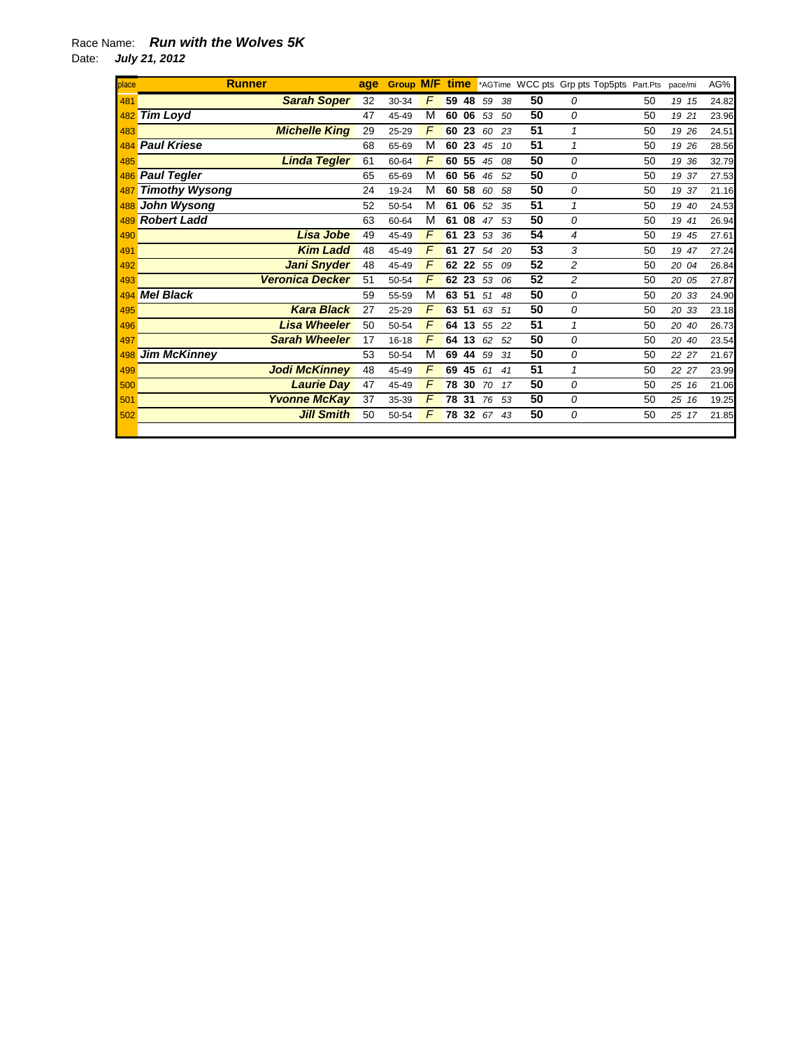Race Name: ***Run with the Wolves 5K***

Date: ***July 21, 2012***

| place | Runner | age | Group | M/F | time | | *AGTime | | WCC pts | Grp pts | Top5pts | Part.Pts | pace/mi | | AG% |
|---|---|---|---|---|---|---|---|---|---|---|---|---|---|---|---|
| 481 | ***Sarah Soper*** | 32 | 30-34 | F | 59 | 48 | 59 | 38 | 50 | 0 | | 50 | 19 | 15 | 24.82 |
| 482 | ***Tim Loyd*** | 47 | 45-49 | M | 60 | 06 | 53 | 50 | 50 | 0 | | 50 | 19 | 21 | 23.96 |
| 483 | ***Michelle King*** | 29 | 25-29 | F | 60 | 23 | 60 | 23 | 51 | 1 | | 50 | 19 | 26 | 24.51 |
| 484 | ***Paul Kriese*** | 68 | 65-69 | M | 60 | 23 | 45 | 10 | 51 | 1 | | 50 | 19 | 26 | 28.56 |
| 485 | ***Linda Tegler*** | 61 | 60-64 | F | 60 | 55 | 45 | 08 | 50 | 0 | | 50 | 19 | 36 | 32.79 |
| 486 | ***Paul Tegler*** | 65 | 65-69 | M | 60 | 56 | 46 | 52 | 50 | 0 | | 50 | 19 | 37 | 27.53 |
| 487 | ***Timothy Wysong*** | 24 | 19-24 | M | 60 | 58 | 60 | 58 | 50 | 0 | | 50 | 19 | 37 | 21.16 |
| 488 | ***John Wysong*** | 52 | 50-54 | M | 61 | 06 | 52 | 35 | 51 | 1 | | 50 | 19 | 40 | 24.53 |
| 489 | ***Robert Ladd*** | 63 | 60-64 | M | 61 | 08 | 47 | 53 | 50 | 0 | | 50 | 19 | 41 | 26.94 |
| 490 | ***Lisa Jobe*** | 49 | 45-49 | F | 61 | 23 | 53 | 36 | 54 | 4 | | 50 | 19 | 45 | 27.61 |
| 491 | ***Kim Ladd*** | 48 | 45-49 | F | 61 | 27 | 54 | 20 | 53 | 3 | | 50 | 19 | 47 | 27.24 |
| 492 | ***Jani Snyder*** | 48 | 45-49 | F | 62 | 22 | 55 | 09 | 52 | 2 | | 50 | 20 | 04 | 26.84 |
| 493 | ***Veronica Decker*** | 51 | 50-54 | F | 62 | 23 | 53 | 06 | 52 | 2 | | 50 | 20 | 05 | 27.87 |
| 494 | ***Mel Black*** | 59 | 55-59 | M | 63 | 51 | 51 | 48 | 50 | 0 | | 50 | 20 | 33 | 24.90 |
| 495 | ***Kara Black*** | 27 | 25-29 | F | 63 | 51 | 63 | 51 | 50 | 0 | | 50 | 20 | 33 | 23.18 |
| 496 | ***Lisa Wheeler*** | 50 | 50-54 | F | 64 | 13 | 55 | 22 | 51 | 1 | | 50 | 20 | 40 | 26.73 |
| 497 | ***Sarah Wheeler*** | 17 | 16-18 | F | 64 | 13 | 62 | 52 | 50 | 0 | | 50 | 20 | 40 | 23.54 |
| 498 | ***Jim McKinney*** | 53 | 50-54 | M | 69 | 44 | 59 | 31 | 50 | 0 | | 50 | 22 | 27 | 21.67 |
| 499 | ***Jodi McKinney*** | 48 | 45-49 | F | 69 | 45 | 61 | 41 | 51 | 1 | | 50 | 22 | 27 | 23.99 |
| 500 | ***Laurie Day*** | 47 | 45-49 | F | 78 | 30 | 70 | 17 | 50 | 0 | | 50 | 25 | 16 | 21.06 |
| 501 | ***Yvonne McKay*** | 37 | 35-39 | F | 78 | 31 | 76 | 53 | 50 | 0 | | 50 | 25 | 16 | 19.25 |
| 502 | ***Jill Smith*** | 50 | 50-54 | F | 78 | 32 | 67 | 43 | 50 | 0 | | 50 | 25 | 17 | 21.85 |